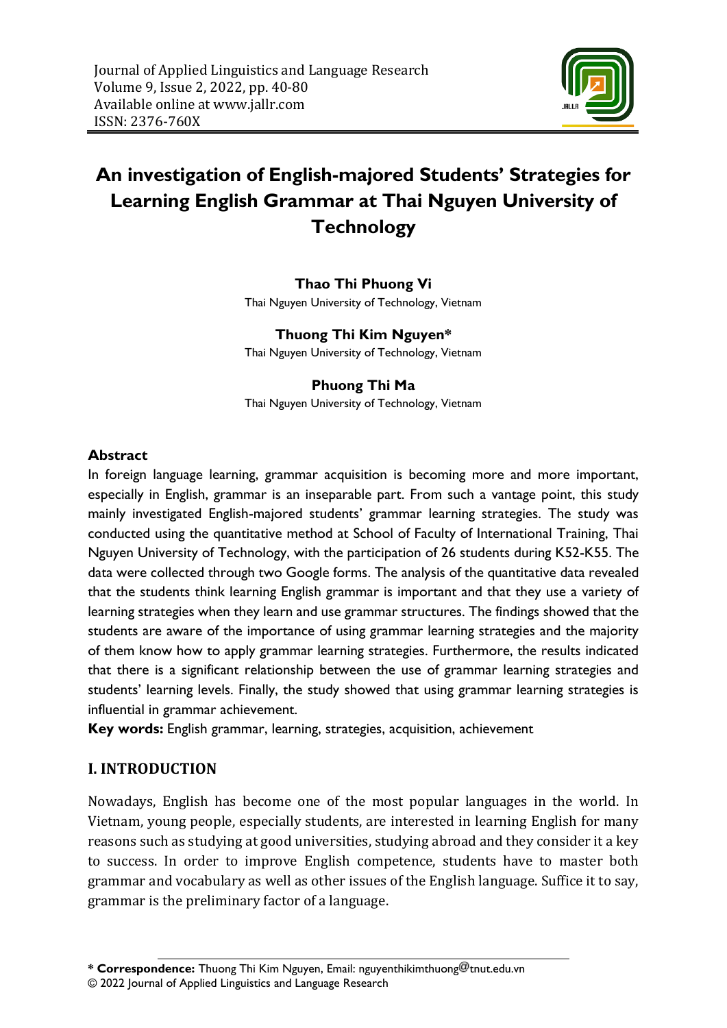# An investigation of English-majored Students' Strategies for Learning English Grammar at Thai Nguyen University of Technology

**Thao Thi Phuong Vi**
Thai Nguyen University of Technology, Vietnam

**Thuong Thi Kim Nguyen***
Thai Nguyen University of Technology, Vietnam

**Phuong Thi Ma**
Thai Nguyen University of Technology, Vietnam

## Abstract

In foreign language learning, grammar acquisition is becoming more and more important, especially in English, grammar is an inseparable part. From such a vantage point, this study mainly investigated English-majored students' grammar learning strategies. The study was conducted using the quantitative method at School of Faculty of International Training, Thai Nguyen University of Technology, with the participation of 26 students during K52-K55. The data were collected through two Google forms. The analysis of the quantitative data revealed that the students think learning English grammar is important and that they use a variety of learning strategies when they learn and use grammar structures. The findings showed that the students are aware of the importance of using grammar learning strategies and the majority of them know how to apply grammar learning strategies. Furthermore, the results indicated that there is a significant relationship between the use of grammar learning strategies and students' learning levels. Finally, the study showed that using grammar learning strategies is influential in grammar achievement.

**Key words:** English grammar, learning, strategies, acquisition, achievement

## I. INTRODUCTION

Nowadays, English has become one of the most popular languages in the world. In Vietnam, young people, especially students, are interested in learning English for many reasons such as studying at good universities, studying abroad and they consider it a key to success. In order to improve English competence, students have to master both grammar and vocabulary as well as other issues of the English language. Suffice it to say, grammar is the preliminary factor of a language.

---

* **Correspondence:** Thuong Thi Kim Nguyen, Email: nguyenthikimthuong@tnut.edu.vn
© 2022 Journal of Applied Linguistics and Language Research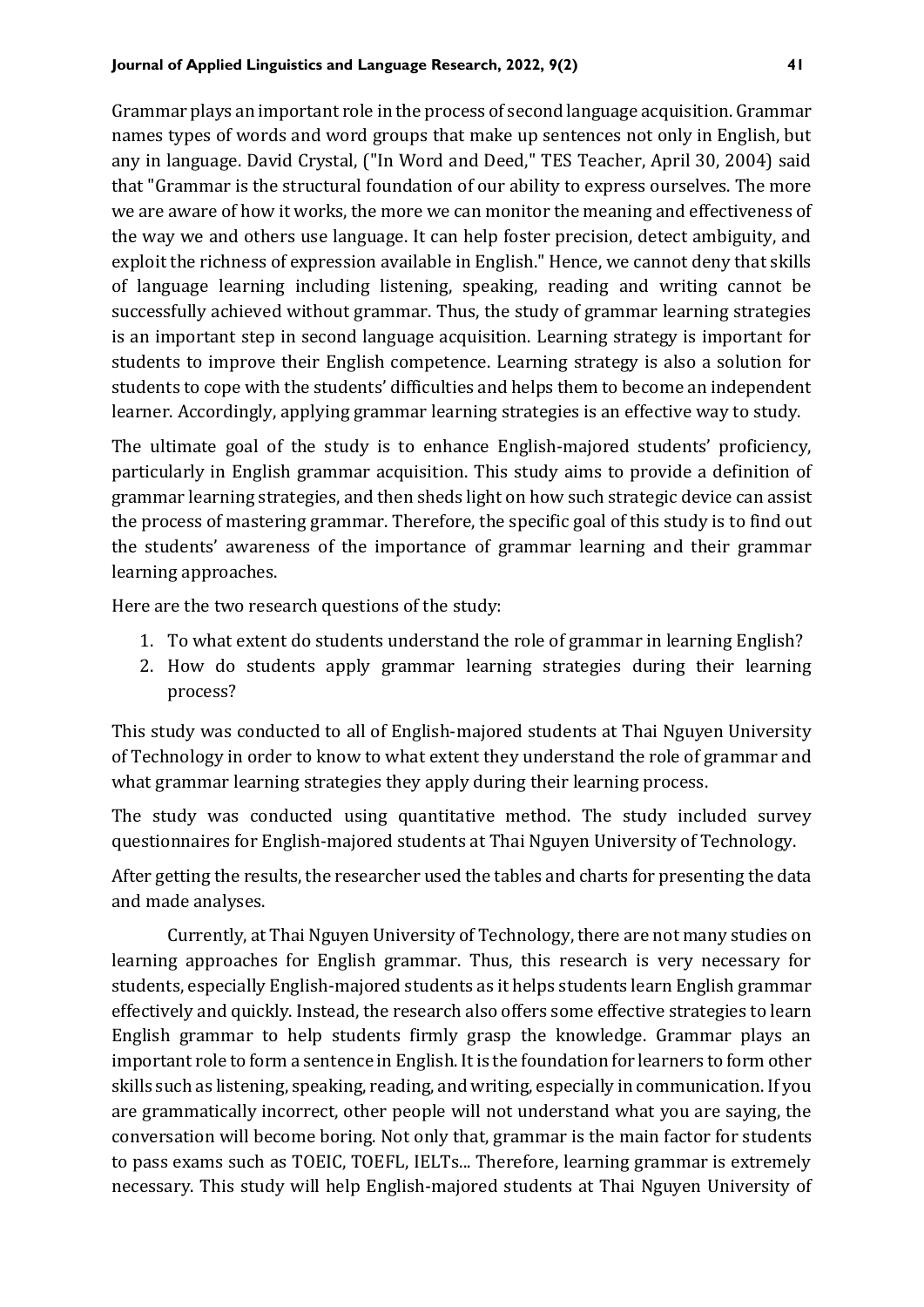Grammar plays an important role in the process of second language acquisition. Grammar names types of words and word groups that make up sentences not only in English, but any in language. David Crystal, ("In Word and Deed," TES Teacher, April 30, 2004) said that "Grammar is the structural foundation of our ability to express ourselves. The more we are aware of how it works, the more we can monitor the meaning and effectiveness of the way we and others use language. It can help foster precision, detect ambiguity, and exploit the richness of expression available in English." Hence, we cannot deny that skills of language learning including listening, speaking, reading and writing cannot be successfully achieved without grammar. Thus, the study of grammar learning strategies is an important step in second language acquisition. Learning strategy is important for students to improve their English competence. Learning strategy is also a solution for students to cope with the students' difficulties and helps them to become an independent learner. Accordingly, applying grammar learning strategies is an effective way to study.

The ultimate goal of the study is to enhance English-majored students' proficiency, particularly in English grammar acquisition. This study aims to provide a definition of grammar learning strategies, and then sheds light on how such strategic device can assist the process of mastering grammar. Therefore, the specific goal of this study is to find out the students' awareness of the importance of grammar learning and their grammar learning approaches.

Here are the two research questions of the study:

1. To what extent do students understand the role of grammar in learning English?
2. How do students apply grammar learning strategies during their learning process?

This study was conducted to all of English-majored students at Thai Nguyen University of Technology in order to know to what extent they understand the role of grammar and what grammar learning strategies they apply during their learning process.

The study was conducted using quantitative method. The study included survey questionnaires for English-majored students at Thai Nguyen University of Technology.

After getting the results, the researcher used the tables and charts for presenting the data and made analyses.

Currently, at Thai Nguyen University of Technology, there are not many studies on learning approaches for English grammar. Thus, this research is very necessary for students, especially English-majored students as it helps students learn English grammar effectively and quickly. Instead, the research also offers some effective strategies to learn English grammar to help students firmly grasp the knowledge. Grammar plays an important role to form a sentence in English. It is the foundation for learners to form other skills such as listening, speaking, reading, and writing, especially in communication. If you are grammatically incorrect, other people will not understand what you are saying, the conversation will become boring. Not only that, grammar is the main factor for students to pass exams such as TOEIC, TOEFL, IELTs... Therefore, learning grammar is extremely necessary. This study will help English-majored students at Thai Nguyen University of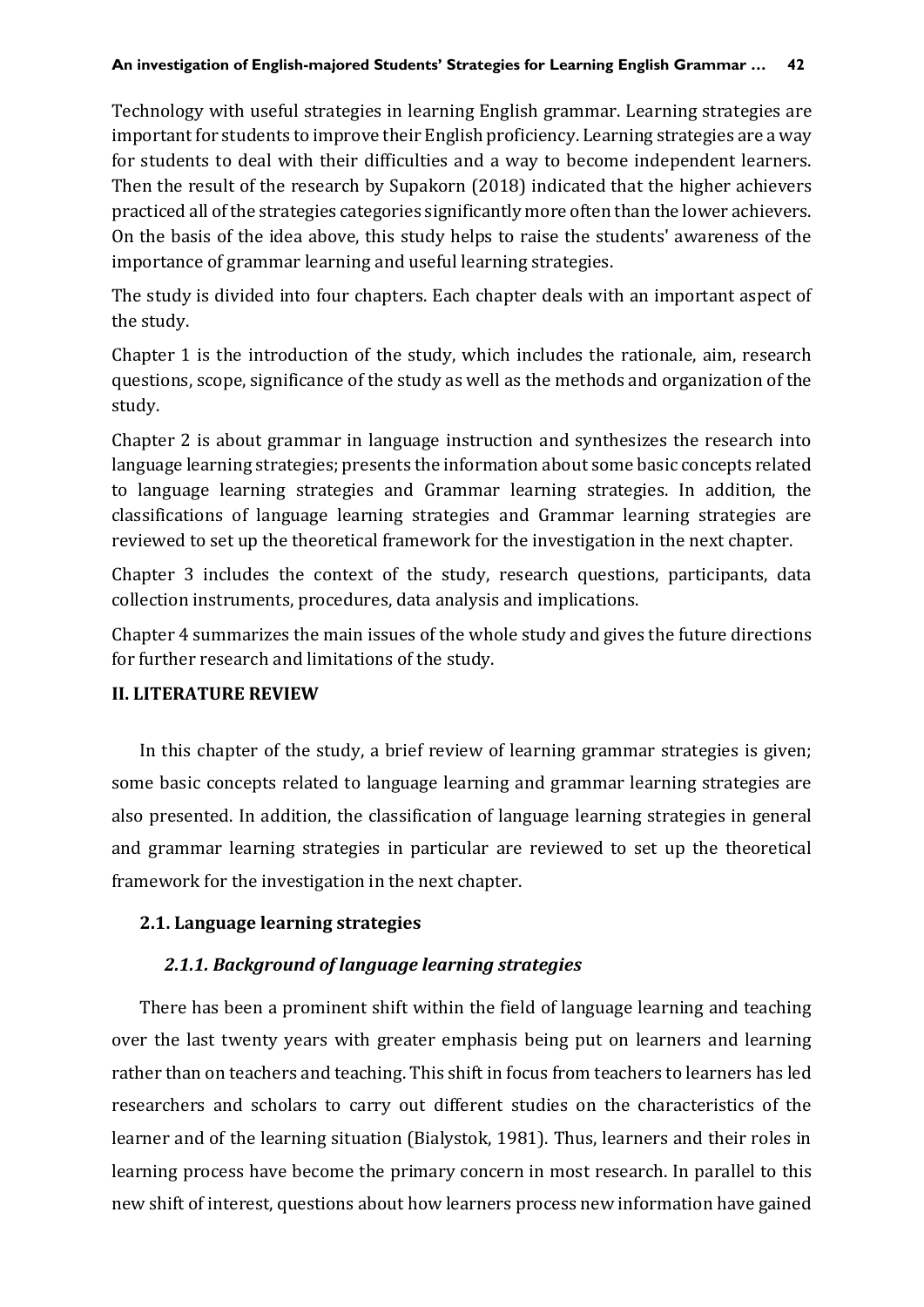Technology with useful strategies in learning English grammar. Learning strategies are important for students to improve their English proficiency. Learning strategies are a way for students to deal with their difficulties and a way to become independent learners. Then the result of the research by Supakorn (2018) indicated that the higher achievers practiced all of the strategies categories significantly more often than the lower achievers. On the basis of the idea above, this study helps to raise the students' awareness of the importance of grammar learning and useful learning strategies.

The study is divided into four chapters. Each chapter deals with an important aspect of the study.

Chapter 1 is the introduction of the study, which includes the rationale, aim, research questions, scope, significance of the study as well as the methods and organization of the study.

Chapter 2 is about grammar in language instruction and synthesizes the research into language learning strategies; presents the information about some basic concepts related to language learning strategies and Grammar learning strategies. In addition, the classifications of language learning strategies and Grammar learning strategies are reviewed to set up the theoretical framework for the investigation in the next chapter.

Chapter 3 includes the context of the study, research questions, participants, data collection instruments, procedures, data analysis and implications.

Chapter 4 summarizes the main issues of the whole study and gives the future directions for further research and limitations of the study.

## II. LITERATURE REVIEW

In this chapter of the study, a brief review of learning grammar strategies is given; some basic concepts related to language learning and grammar learning strategies are also presented. In addition, the classification of language learning strategies in general and grammar learning strategies in particular are reviewed to set up the theoretical framework for the investigation in the next chapter.

### 2.1. Language learning strategies

#### *2.1.1. Background of language learning strategies*

There has been a prominent shift within the field of language learning and teaching over the last twenty years with greater emphasis being put on learners and learning rather than on teachers and teaching. This shift in focus from teachers to learners has led researchers and scholars to carry out different studies on the characteristics of the learner and of the learning situation (Bialystok, 1981). Thus, learners and their roles in learning process have become the primary concern in most research. In parallel to this new shift of interest, questions about how learners process new information have gained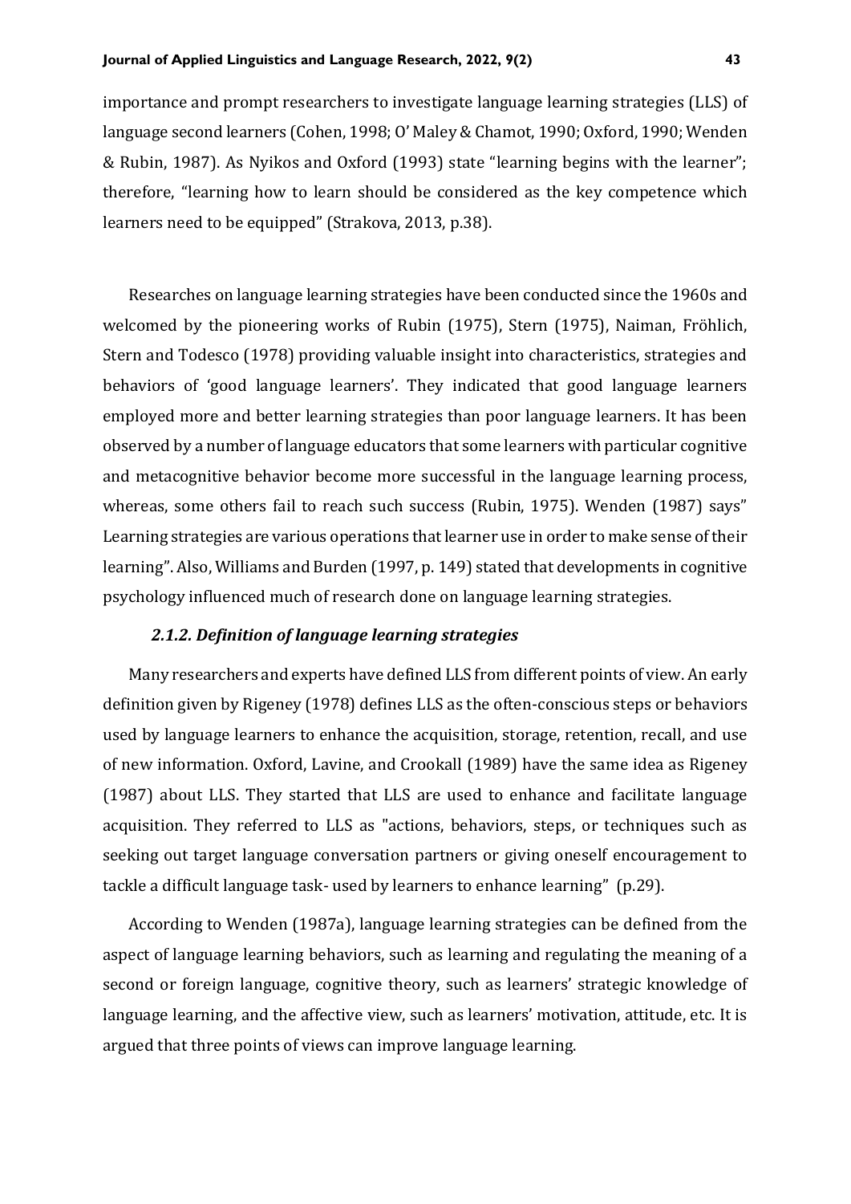importance and prompt researchers to investigate language learning strategies (LLS) of language second learners (Cohen, 1998; O' Maley & Chamot, 1990; Oxford, 1990; Wenden & Rubin, 1987). As Nyikos and Oxford (1993) state "learning begins with the learner"; therefore, "learning how to learn should be considered as the key competence which learners need to be equipped" (Strakova, 2013, p.38).

Researches on language learning strategies have been conducted since the 1960s and welcomed by the pioneering works of Rubin (1975), Stern (1975), Naiman, Fröhlich, Stern and Todesco (1978) providing valuable insight into characteristics, strategies and behaviors of 'good language learners'. They indicated that good language learners employed more and better learning strategies than poor language learners. It has been observed by a number of language educators that some learners with particular cognitive and metacognitive behavior become more successful in the language learning process, whereas, some others fail to reach such success (Rubin, 1975). Wenden (1987) says" Learning strategies are various operations that learner use in order to make sense of their learning". Also, Williams and Burden (1997, p. 149) stated that developments in cognitive psychology influenced much of research done on language learning strategies.

### *2.1.2. Definition of language learning strategies*

Many researchers and experts have defined LLS from different points of view. An early definition given by Rigeney (1978) defines LLS as the often-conscious steps or behaviors used by language learners to enhance the acquisition, storage, retention, recall, and use of new information. Oxford, Lavine, and Crookall (1989) have the same idea as Rigeney (1987) about LLS. They started that LLS are used to enhance and facilitate language acquisition. They referred to LLS as "actions, behaviors, steps, or techniques such as seeking out target language conversation partners or giving oneself encouragement to tackle a difficult language task- used by learners to enhance learning" (p.29).

According to Wenden (1987a), language learning strategies can be defined from the aspect of language learning behaviors, such as learning and regulating the meaning of a second or foreign language, cognitive theory, such as learners' strategic knowledge of language learning, and the affective view, such as learners' motivation, attitude, etc. It is argued that three points of views can improve language learning.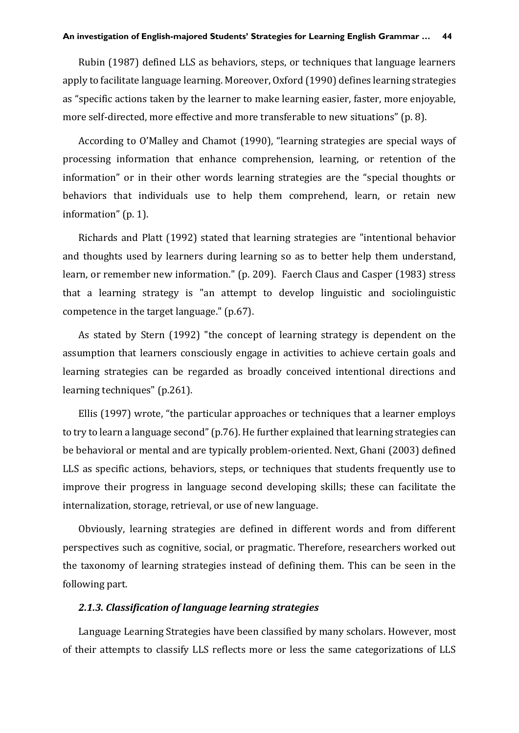Rubin (1987) defined LLS as behaviors, steps, or techniques that language learners apply to facilitate language learning. Moreover, Oxford (1990) defines learning strategies as "specific actions taken by the learner to make learning easier, faster, more enjoyable, more self-directed, more effective and more transferable to new situations" (p. 8).

According to O'Malley and Chamot (1990), "learning strategies are special ways of processing information that enhance comprehension, learning, or retention of the information" or in their other words learning strategies are the "special thoughts or behaviors that individuals use to help them comprehend, learn, or retain new information" (p. 1).

Richards and Platt (1992) stated that learning strategies are "intentional behavior and thoughts used by learners during learning so as to better help them understand, learn, or remember new information." (p. 209). Faerch Claus and Casper (1983) stress that a learning strategy is "an attempt to develop linguistic and sociolinguistic competence in the target language." (p.67).

As stated by Stern (1992) "the concept of learning strategy is dependent on the assumption that learners consciously engage in activities to achieve certain goals and learning strategies can be regarded as broadly conceived intentional directions and learning techniques" (p.261).

Ellis (1997) wrote, "the particular approaches or techniques that a learner employs to try to learn a language second" (p.76). He further explained that learning strategies can be behavioral or mental and are typically problem-oriented. Next, Ghani (2003) defined LLS as specific actions, behaviors, steps, or techniques that students frequently use to improve their progress in language second developing skills; these can facilitate the internalization, storage, retrieval, or use of new language.

Obviously, learning strategies are defined in different words and from different perspectives such as cognitive, social, or pragmatic. Therefore, researchers worked out the taxonomy of learning strategies instead of defining them. This can be seen in the following part.

### *2.1.3. Classification of language learning strategies*

Language Learning Strategies have been classified by many scholars. However, most of their attempts to classify LLS reflects more or less the same categorizations of LLS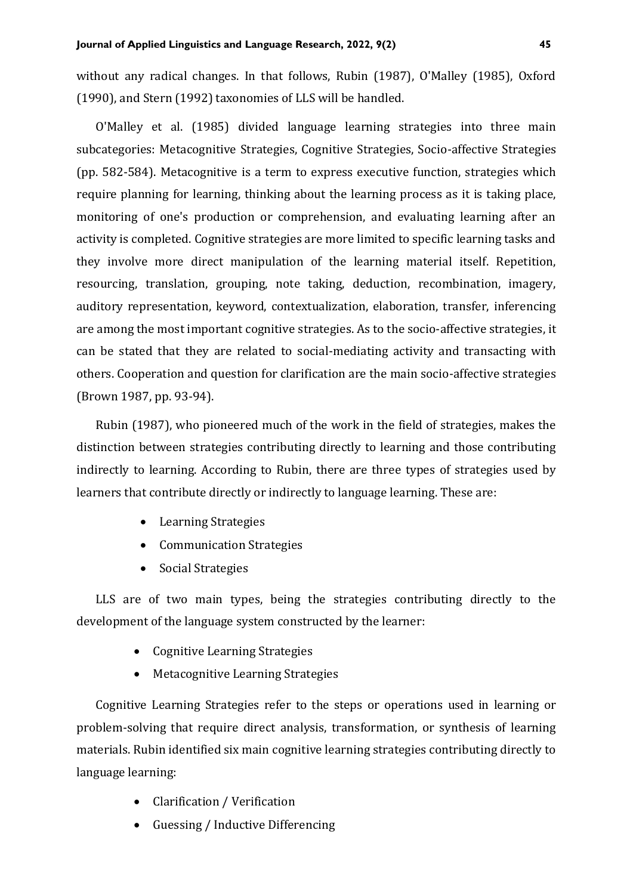without any radical changes. In that follows, Rubin (1987), O'Malley (1985), Oxford (1990), and Stern (1992) taxonomies of LLS will be handled.

O'Malley et al. (1985) divided language learning strategies into three main subcategories: Metacognitive Strategies, Cognitive Strategies, Socio-affective Strategies (pp. 582-584). Metacognitive is a term to express executive function, strategies which require planning for learning, thinking about the learning process as it is taking place, monitoring of one's production or comprehension, and evaluating learning after an activity is completed. Cognitive strategies are more limited to specific learning tasks and they involve more direct manipulation of the learning material itself. Repetition, resourcing, translation, grouping, note taking, deduction, recombination, imagery, auditory representation, keyword, contextualization, elaboration, transfer, inferencing are among the most important cognitive strategies. As to the socio-affective strategies, it can be stated that they are related to social-mediating activity and transacting with others. Cooperation and question for clarification are the main socio-affective strategies (Brown 1987, pp. 93-94).

Rubin (1987), who pioneered much of the work in the field of strategies, makes the distinction between strategies contributing directly to learning and those contributing indirectly to learning. According to Rubin, there are three types of strategies used by learners that contribute directly or indirectly to language learning. These are:

- Learning Strategies
- Communication Strategies
- Social Strategies

LLS are of two main types, being the strategies contributing directly to the development of the language system constructed by the learner:

- Cognitive Learning Strategies
- Metacognitive Learning Strategies

Cognitive Learning Strategies refer to the steps or operations used in learning or problem-solving that require direct analysis, transformation, or synthesis of learning materials. Rubin identified six main cognitive learning strategies contributing directly to language learning:

- Clarification / Verification
- Guessing / Inductive Differencing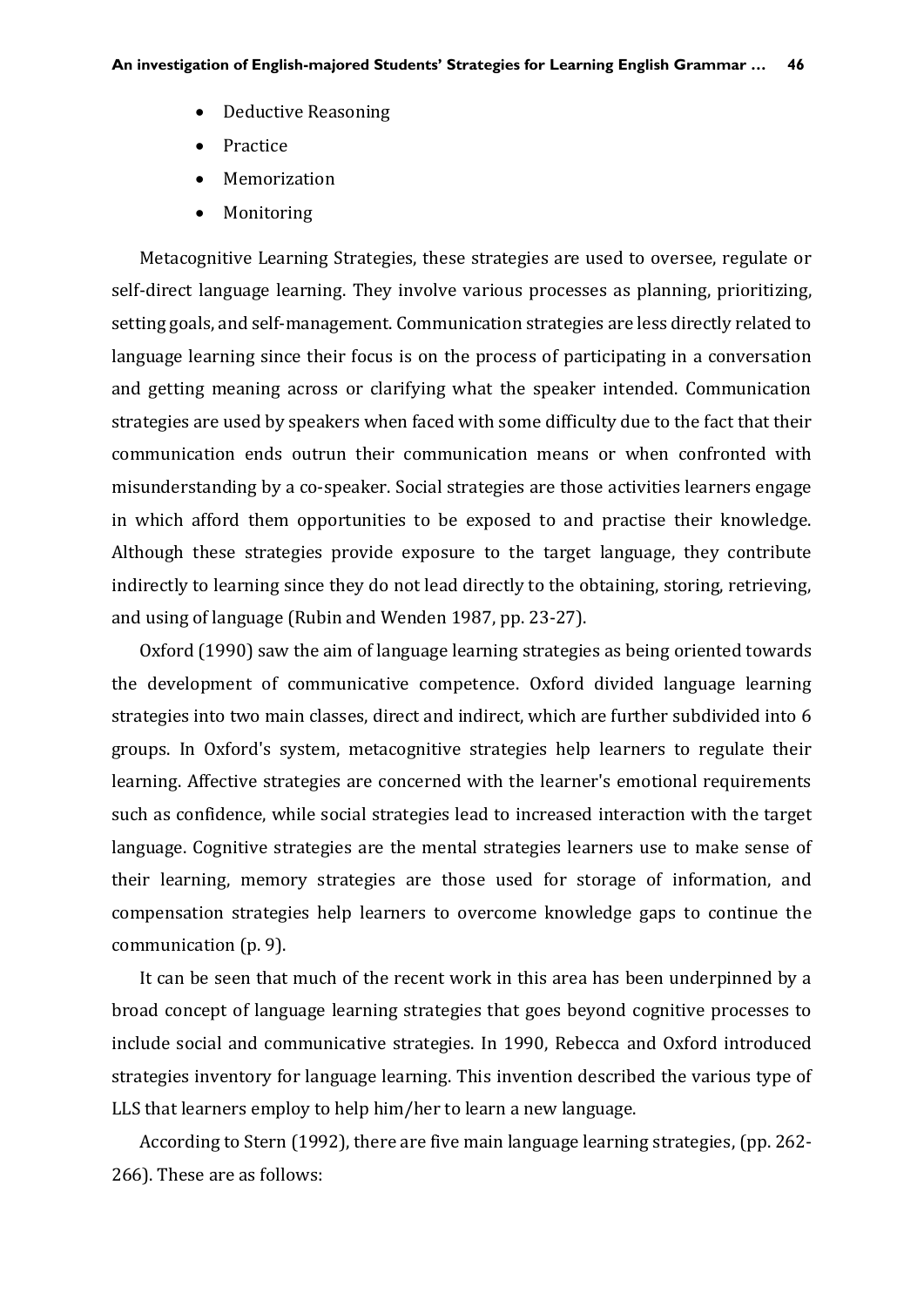- Deductive Reasoning
- Practice
- Memorization
- Monitoring

Metacognitive Learning Strategies, these strategies are used to oversee, regulate or self-direct language learning. They involve various processes as planning, prioritizing, setting goals, and self-management. Communication strategies are less directly related to language learning since their focus is on the process of participating in a conversation and getting meaning across or clarifying what the speaker intended. Communication strategies are used by speakers when faced with some difficulty due to the fact that their communication ends outrun their communication means or when confronted with misunderstanding by a co-speaker. Social strategies are those activities learners engage in which afford them opportunities to be exposed to and practise their knowledge. Although these strategies provide exposure to the target language, they contribute indirectly to learning since they do not lead directly to the obtaining, storing, retrieving, and using of language (Rubin and Wenden 1987, pp. 23-27).

Oxford (1990) saw the aim of language learning strategies as being oriented towards the development of communicative competence. Oxford divided language learning strategies into two main classes, direct and indirect, which are further subdivided into 6 groups. In Oxford's system, metacognitive strategies help learners to regulate their learning. Affective strategies are concerned with the learner's emotional requirements such as confidence, while social strategies lead to increased interaction with the target language. Cognitive strategies are the mental strategies learners use to make sense of their learning, memory strategies are those used for storage of information, and compensation strategies help learners to overcome knowledge gaps to continue the communication (p. 9).

It can be seen that much of the recent work in this area has been underpinned by a broad concept of language learning strategies that goes beyond cognitive processes to include social and communicative strategies. In 1990, Rebecca and Oxford introduced strategies inventory for language learning. This invention described the various type of LLS that learners employ to help him/her to learn a new language.

According to Stern (1992), there are five main language learning strategies, (pp. 262-266). These are as follows: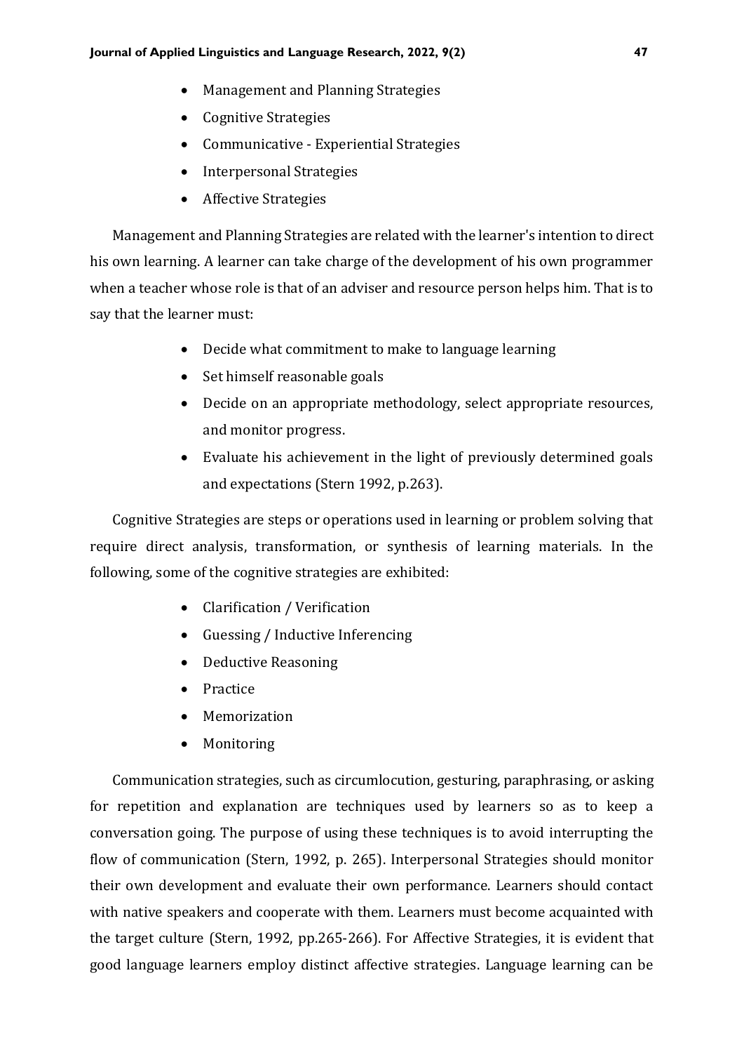- Management and Planning Strategies
- Cognitive Strategies
- Communicative - Experiential Strategies
- Interpersonal Strategies
- Affective Strategies

Management and Planning Strategies are related with the learner's intention to direct his own learning. A learner can take charge of the development of his own programmer when a teacher whose role is that of an adviser and resource person helps him. That is to say that the learner must:

- Decide what commitment to make to language learning
- Set himself reasonable goals
- Decide on an appropriate methodology, select appropriate resources, and monitor progress.
- Evaluate his achievement in the light of previously determined goals and expectations (Stern 1992, p.263).

Cognitive Strategies are steps or operations used in learning or problem solving that require direct analysis, transformation, or synthesis of learning materials. In the following, some of the cognitive strategies are exhibited:

- Clarification / Verification
- Guessing / Inductive Inferencing
- Deductive Reasoning
- Practice
- Memorization
- Monitoring

Communication strategies, such as circumlocution, gesturing, paraphrasing, or asking for repetition and explanation are techniques used by learners so as to keep a conversation going. The purpose of using these techniques is to avoid interrupting the flow of communication (Stern, 1992, p. 265). Interpersonal Strategies should monitor their own development and evaluate their own performance. Learners should contact with native speakers and cooperate with them. Learners must become acquainted with the target culture (Stern, 1992, pp.265-266). For Affective Strategies, it is evident that good language learners employ distinct affective strategies. Language learning can be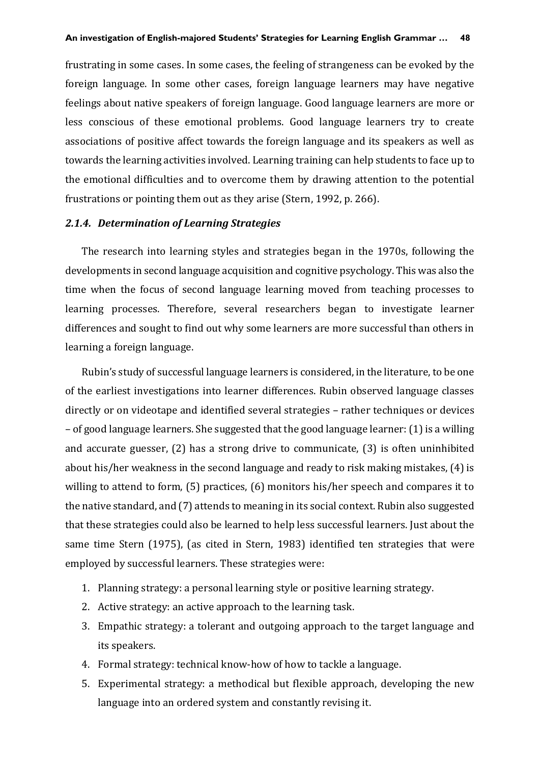frustrating in some cases. In some cases, the feeling of strangeness can be evoked by the foreign language. In some other cases, foreign language learners may have negative feelings about native speakers of foreign language. Good language learners are more or less conscious of these emotional problems. Good language learners try to create associations of positive affect towards the foreign language and its speakers as well as towards the learning activities involved. Learning training can help students to face up to the emotional difficulties and to overcome them by drawing attention to the potential frustrations or pointing them out as they arise (Stern, 1992, p. 266).

### *2.1.4. Determination of Learning Strategies*

The research into learning styles and strategies began in the 1970s, following the developments in second language acquisition and cognitive psychology. This was also the time when the focus of second language learning moved from teaching processes to learning processes. Therefore, several researchers began to investigate learner differences and sought to find out why some learners are more successful than others in learning a foreign language.

Rubin's study of successful language learners is considered, in the literature, to be one of the earliest investigations into learner differences. Rubin observed language classes directly or on videotape and identified several strategies – rather techniques or devices – of good language learners. She suggested that the good language learner: (1) is a willing and accurate guesser, (2) has a strong drive to communicate, (3) is often uninhibited about his/her weakness in the second language and ready to risk making mistakes, (4) is willing to attend to form, (5) practices, (6) monitors his/her speech and compares it to the native standard, and (7) attends to meaning in its social context. Rubin also suggested that these strategies could also be learned to help less successful learners. Just about the same time Stern (1975), (as cited in Stern, 1983) identified ten strategies that were employed by successful learners. These strategies were:

1. Planning strategy: a personal learning style or positive learning strategy.
2. Active strategy: an active approach to the learning task.
3. Empathic strategy: a tolerant and outgoing approach to the target language and its speakers.
4. Formal strategy: technical know-how of how to tackle a language.
5. Experimental strategy: a methodical but flexible approach, developing the new language into an ordered system and constantly revising it.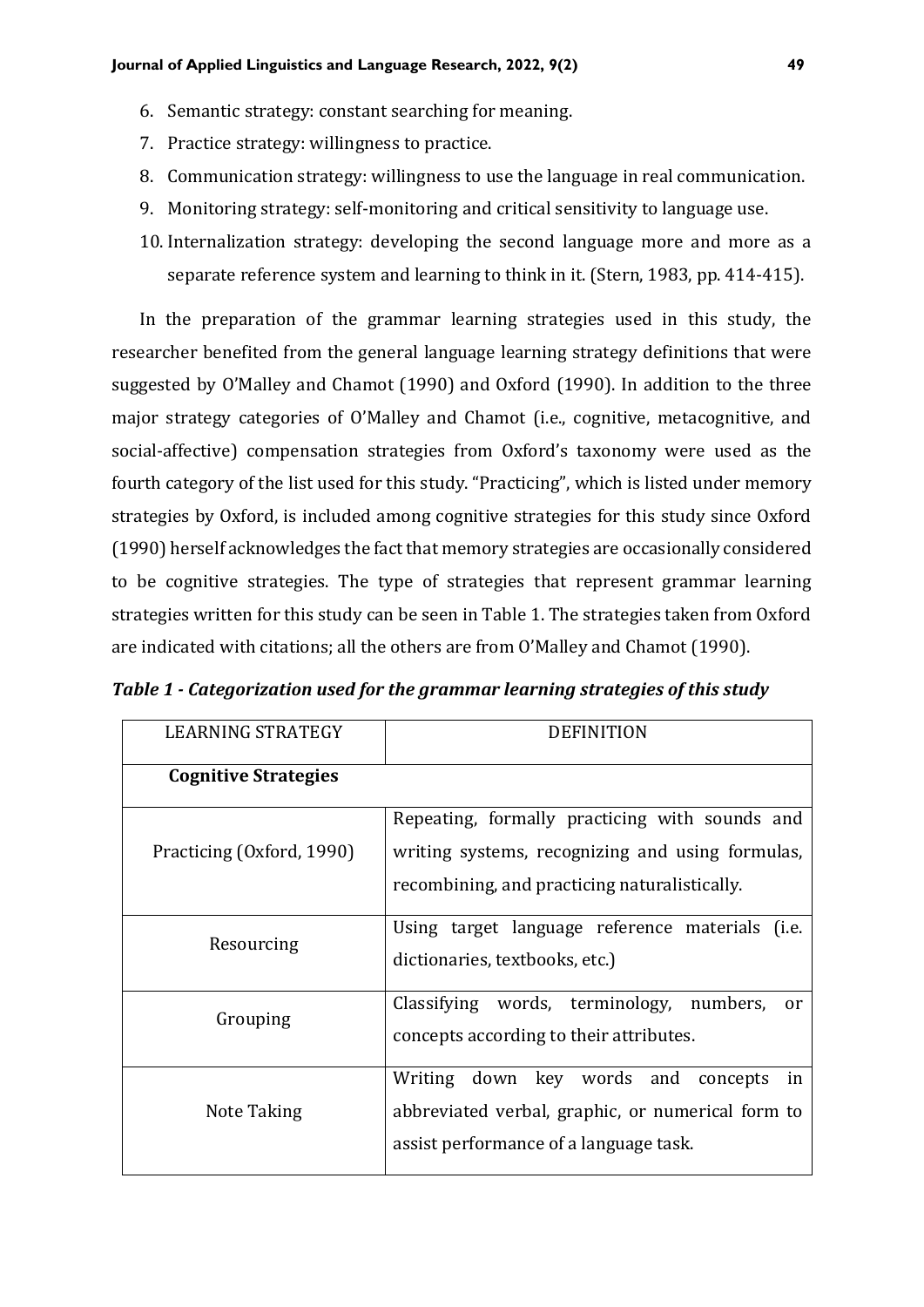6. Semantic strategy: constant searching for meaning.
7. Practice strategy: willingness to practice.
8. Communication strategy: willingness to use the language in real communication.
9. Monitoring strategy: self-monitoring and critical sensitivity to language use.
10. Internalization strategy: developing the second language more and more as a separate reference system and learning to think in it. (Stern, 1983, pp. 414-415).

In the preparation of the grammar learning strategies used in this study, the researcher benefited from the general language learning strategy definitions that were suggested by O'Malley and Chamot (1990) and Oxford (1990). In addition to the three major strategy categories of O'Malley and Chamot (i.e., cognitive, metacognitive, and social-affective) compensation strategies from Oxford's taxonomy were used as the fourth category of the list used for this study. "Practicing", which is listed under memory strategies by Oxford, is included among cognitive strategies for this study since Oxford (1990) herself acknowledges the fact that memory strategies are occasionally considered to be cognitive strategies. The type of strategies that represent grammar learning strategies written for this study can be seen in Table 1. The strategies taken from Oxford are indicated with citations; all the others are from O'Malley and Chamot (1990).

***Table 1 - Categorization used for the grammar learning strategies of this study***

| LEARNING STRATEGY | DEFINITION |
|---|---|
| **Cognitive Strategies** | |
| Practicing (Oxford, 1990) | Repeating, formally practicing with sounds and writing systems, recognizing and using formulas, recombining, and practicing naturalistically. |
| Resourcing | Using target language reference materials (i.e. dictionaries, textbooks, etc.) |
| Grouping | Classifying words, terminology, numbers, or concepts according to their attributes. |
| Note Taking | Writing down key words and concepts in abbreviated verbal, graphic, or numerical form to assist performance of a language task. |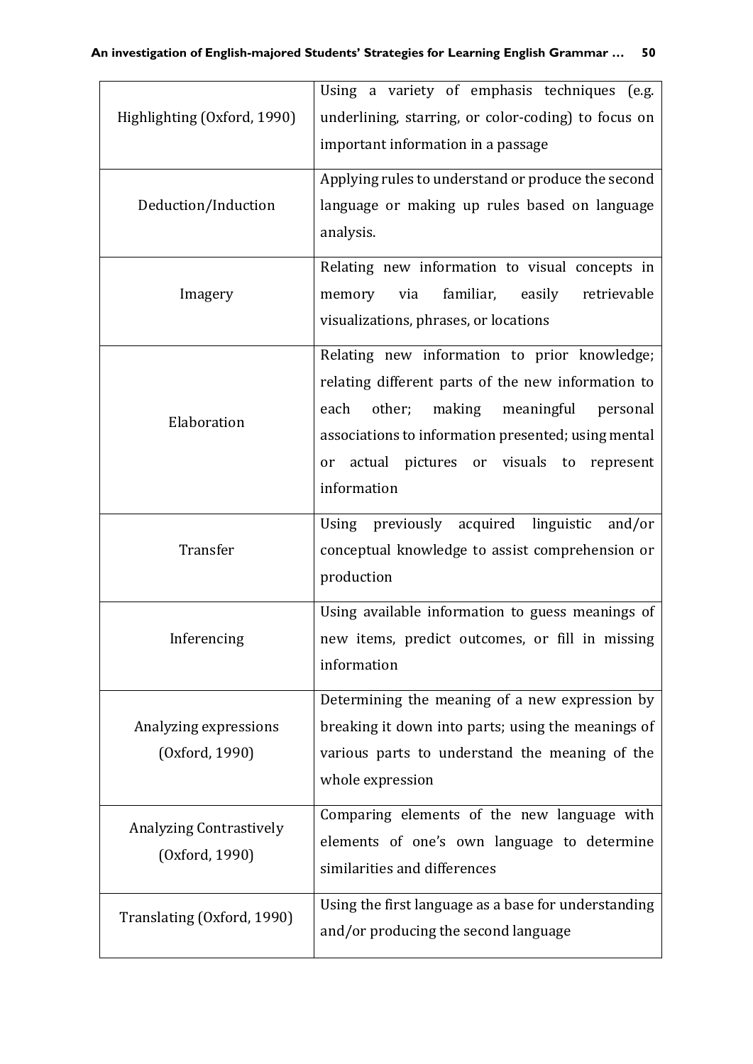| | |
|---|---|
| Highlighting (Oxford, 1990) | Using a variety of emphasis techniques (e.g. underlining, starring, or color-coding) to focus on important information in a passage |
| Deduction/Induction | Applying rules to understand or produce the second language or making up rules based on language analysis. |
| Imagery | Relating new information to visual concepts in memory via familiar, easily retrievable visualizations, phrases, or locations |
| Elaboration | Relating new information to prior knowledge; relating different parts of the new information to each other; making meaningful personal associations to information presented; using mental or actual pictures or visuals to represent information |
| Transfer | Using previously acquired linguistic and/or conceptual knowledge to assist comprehension or production |
| Inferencing | Using available information to guess meanings of new items, predict outcomes, or fill in missing information |
| Analyzing expressions (Oxford, 1990) | Determining the meaning of a new expression by breaking it down into parts; using the meanings of various parts to understand the meaning of the whole expression |
| Analyzing Contrastively (Oxford, 1990) | Comparing elements of the new language with elements of one's own language to determine similarities and differences |
| Translating (Oxford, 1990) | Using the first language as a base for understanding and/or producing the second language |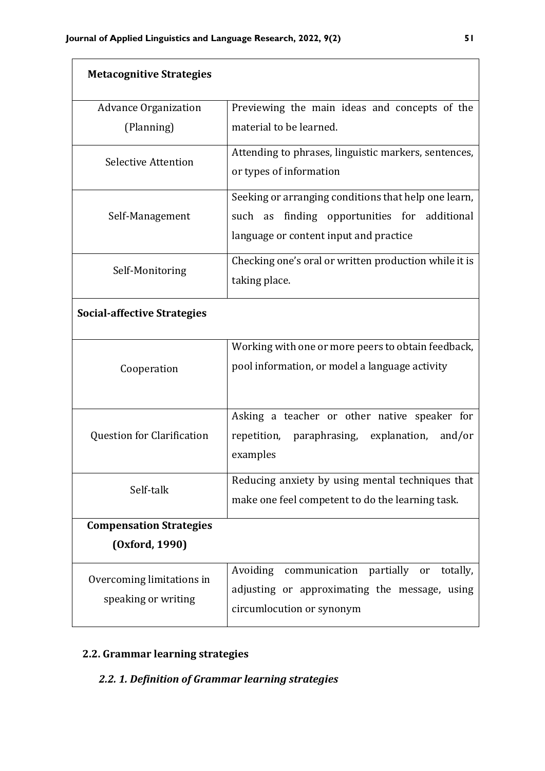| Metacognitive Strategies | |
|---|---|
| Advance Organization (Planning) | Previewing the main ideas and concepts of the material to be learned. |
| Selective Attention | Attending to phrases, linguistic markers, sentences, or types of information |
| Self-Management | Seeking or arranging conditions that help one learn, such as finding opportunities for additional language or content input and practice |
| Self-Monitoring | Checking one's oral or written production while it is taking place. |
| **Social-affective Strategies** | |
| Cooperation | Working with one or more peers to obtain feedback, pool information, or model a language activity |
| Question for Clarification | Asking a teacher or other native speaker for repetition, paraphrasing, explanation, and/or examples |
| Self-talk | Reducing anxiety by using mental techniques that make one feel competent to do the learning task. |
| **Compensation Strategies (Oxford, 1990)** | |
| Overcoming limitations in speaking or writing | Avoiding communication partially or totally, adjusting or approximating the message, using circumlocution or synonym |

## 2.2. Grammar learning strategies

### *2.2. 1. Definition of Grammar learning strategies*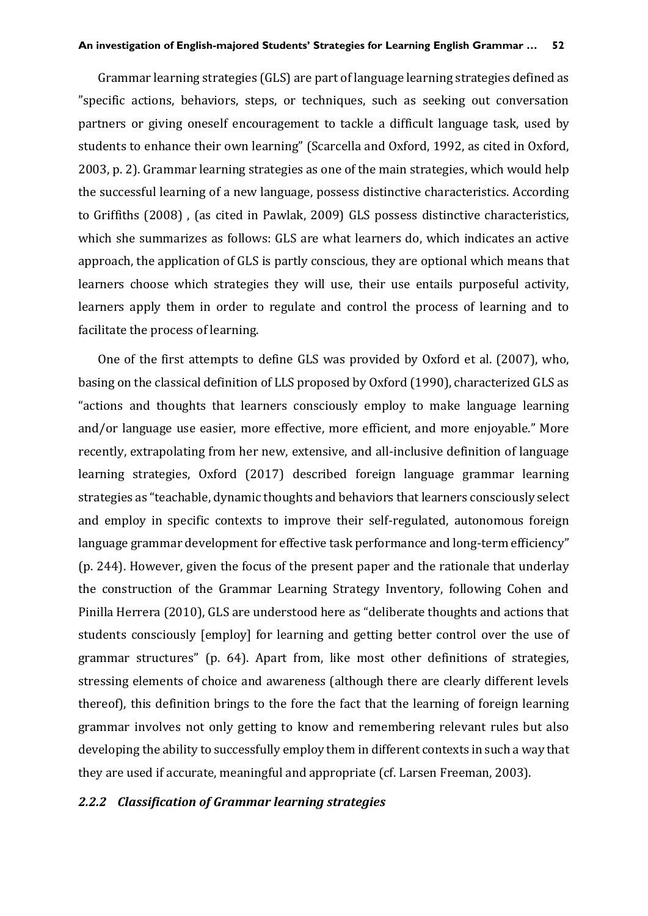Grammar learning strategies (GLS) are part of language learning strategies defined as ”specific actions, behaviors, steps, or techniques, such as seeking out conversation partners or giving oneself encouragement to tackle a difficult language task, used by students to enhance their own learning” (Scarcella and Oxford, 1992, as cited in Oxford, 2003, p. 2). Grammar learning strategies as one of the main strategies, which would help the successful learning of a new language, possess distinctive characteristics. According to Griffiths (2008) , (as cited in Pawlak, 2009) GLS possess distinctive characteristics, which she summarizes as follows: GLS are what learners do, which indicates an active approach, the application of GLS is partly conscious, they are optional which means that learners choose which strategies they will use, their use entails purposeful activity, learners apply them in order to regulate and control the process of learning and to facilitate the process of learning.

One of the first attempts to define GLS was provided by Oxford et al. (2007), who, basing on the classical definition of LLS proposed by Oxford (1990), characterized GLS as “actions and thoughts that learners consciously employ to make language learning and/or language use easier, more effective, more efficient, and more enjoyable.” More recently, extrapolating from her new, extensive, and all-inclusive definition of language learning strategies, Oxford (2017) described foreign language grammar learning strategies as “teachable, dynamic thoughts and behaviors that learners consciously select and employ in specific contexts to improve their self-regulated, autonomous foreign language grammar development for effective task performance and long-term efficiency” (p. 244). However, given the focus of the present paper and the rationale that underlay the construction of the Grammar Learning Strategy Inventory, following Cohen and Pinilla Herrera (2010), GLS are understood here as “deliberate thoughts and actions that students consciously [employ] for learning and getting better control over the use of grammar structures” (p. 64). Apart from, like most other definitions of strategies, stressing elements of choice and awareness (although there are clearly different levels thereof), this definition brings to the fore the fact that the learning of foreign learning grammar involves not only getting to know and remembering relevant rules but also developing the ability to successfully employ them in different contexts in such a way that they are used if accurate, meaningful and appropriate (cf. Larsen Freeman, 2003).

### *2.2.2 Classification of Grammar learning strategies*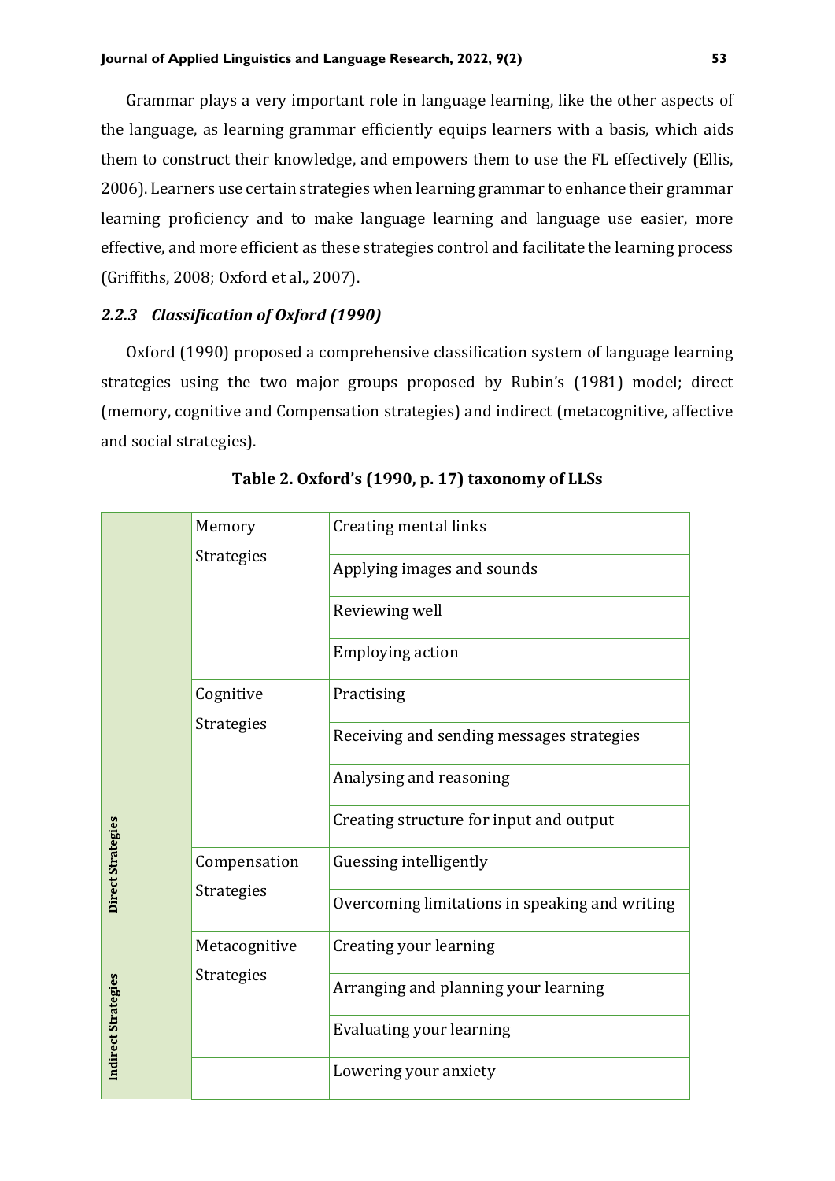Grammar plays a very important role in language learning, like the other aspects of the language, as learning grammar efficiently equips learners with a basis, which aids them to construct their knowledge, and empowers them to use the FL effectively (Ellis, 2006). Learners use certain strategies when learning grammar to enhance their grammar learning proficiency and to make language learning and language use easier, more effective, and more efficient as these strategies control and facilitate the learning process (Griffiths, 2008; Oxford et al., 2007).

### *2.2.3 Classification of Oxford (1990)*

Oxford (1990) proposed a comprehensive classification system of language learning strategies using the two major groups proposed by Rubin's (1981) model; direct (memory, cognitive and Compensation strategies) and indirect (metacognitive, affective and social strategies).

**Table 2. Oxford's (1990, p. 17) taxonomy of LLSs**

| | | |
|---|---|---|
| Direct Strategies | Memory Strategies | Creating mental links |
| | | Applying images and sounds |
| | | Reviewing well |
| | | Employing action |
| | Cognitive Strategies | Practising |
| | | Receiving and sending messages strategies |
| | | Analysing and reasoning |
| | | Creating structure for input and output |
| | Compensation Strategies | Guessing intelligently |
| | | Overcoming limitations in speaking and writing |
| Indirect Strategies | Metacognitive Strategies | Creating your learning |
| | | Arranging and planning your learning |
| | | Evaluating your learning |
| | | Lowering your anxiety |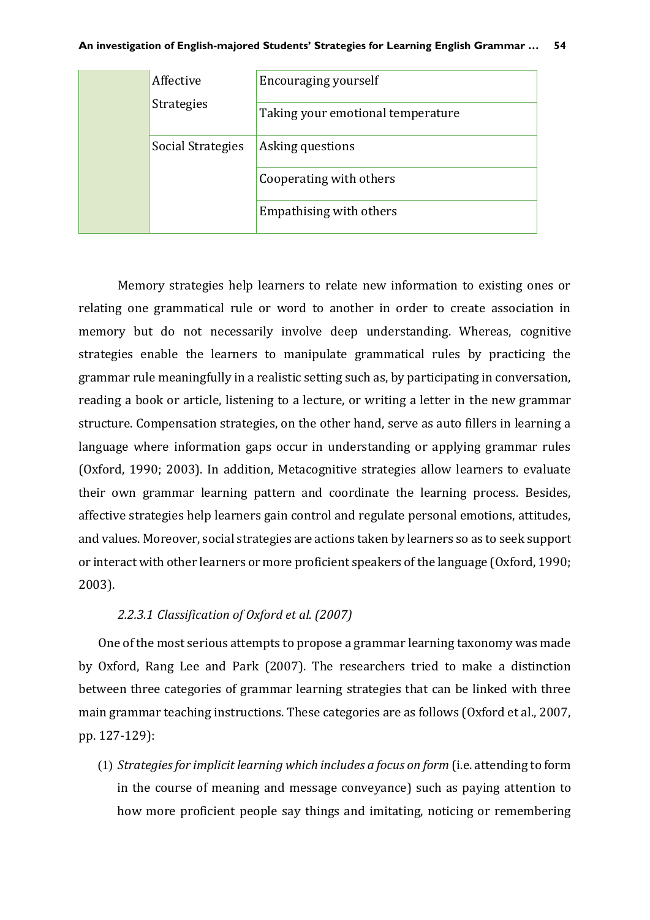| | | |
|---|---|---|
| | Affective Strategies | Encouraging yourself |
| | | Taking your emotional temperature |
| | Social Strategies | Asking questions |
| | | Cooperating with others |
| | | Empathising with others |

Memory strategies help learners to relate new information to existing ones or relating one grammatical rule or word to another in order to create association in memory but do not necessarily involve deep understanding. Whereas, cognitive strategies enable the learners to manipulate grammatical rules by practicing the grammar rule meaningfully in a realistic setting such as, by participating in conversation, reading a book or article, listening to a lecture, or writing a letter in the new grammar structure. Compensation strategies, on the other hand, serve as auto fillers in learning a language where information gaps occur in understanding or applying grammar rules (Oxford, 1990; 2003). In addition, Metacognitive strategies allow learners to evaluate their own grammar learning pattern and coordinate the learning process. Besides, affective strategies help learners gain control and regulate personal emotions, attitudes, and values. Moreover, social strategies are actions taken by learners so as to seek support or interact with other learners or more proficient speakers of the language (Oxford, 1990; 2003).

#### *2.2.3.1 Classification of Oxford et al. (2007)*

One of the most serious attempts to propose a grammar learning taxonomy was made by Oxford, Rang Lee and Park (2007). The researchers tried to make a distinction between three categories of grammar learning strategies that can be linked with three main grammar teaching instructions. These categories are as follows (Oxford et al., 2007, pp. 127-129):

(1) *Strategies for implicit learning which includes a focus on form* (i.e. attending to form in the course of meaning and message conveyance) such as paying attention to how more proficient people say things and imitating, noticing or remembering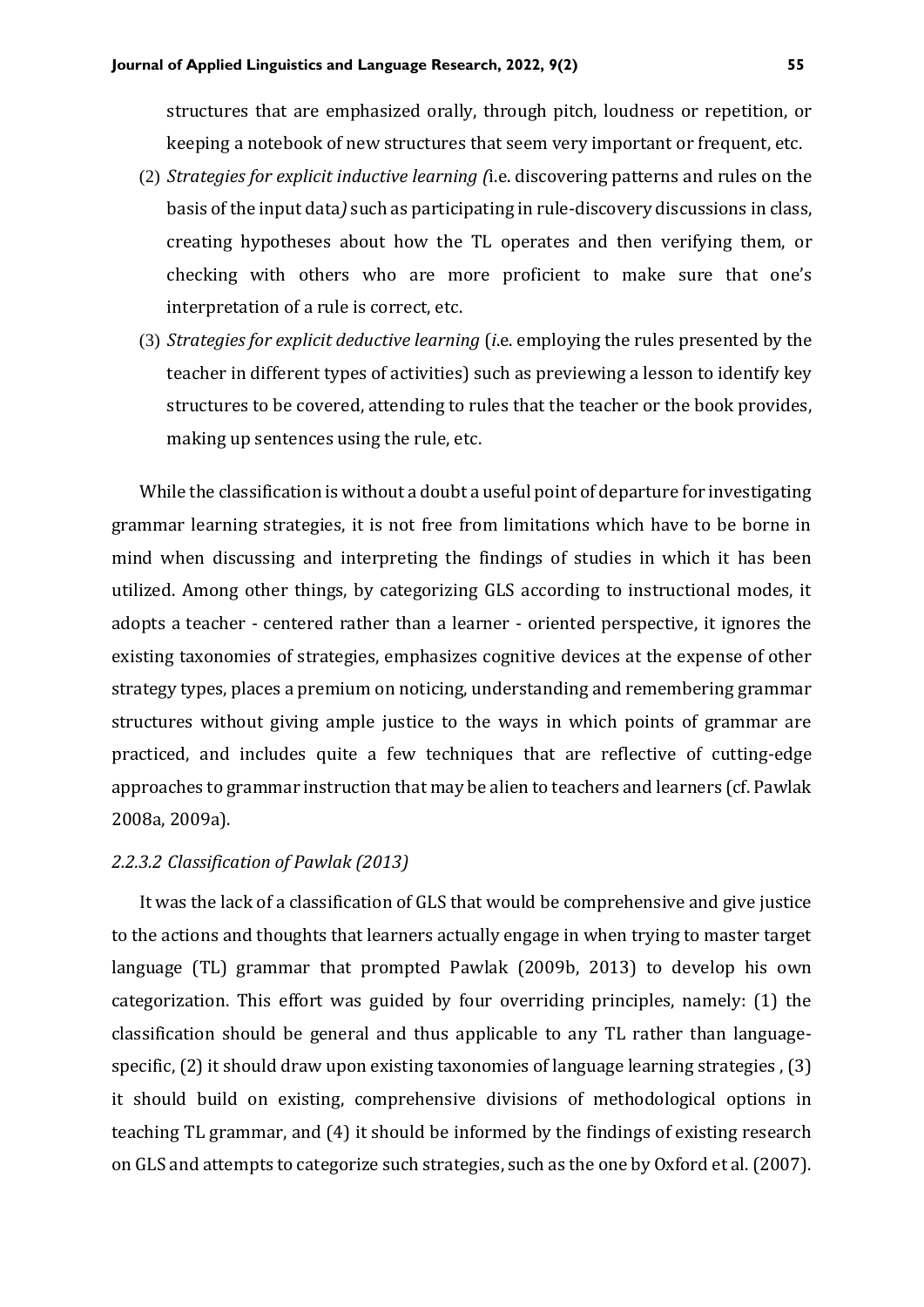structures that are emphasized orally, through pitch, loudness or repetition, or keeping a notebook of new structures that seem very important or frequent, etc.

(2) *Strategies for explicit inductive learning (*i.e. discovering patterns and rules on the basis of the input data*)* such as participating in rule-discovery discussions in class, creating hypotheses about how the TL operates and then verifying them, or checking with others who are more proficient to make sure that one's interpretation of a rule is correct, etc.

(3) *Strategies for explicit deductive learning* (*i.*e. employing the rules presented by the teacher in different types of activities) such as previewing a lesson to identify key structures to be covered, attending to rules that the teacher or the book provides, making up sentences using the rule, etc.

While the classification is without a doubt a useful point of departure for investigating grammar learning strategies, it is not free from limitations which have to be borne in mind when discussing and interpreting the findings of studies in which it has been utilized. Among other things, by categorizing GLS according to instructional modes, it adopts a teacher - centered rather than a learner - oriented perspective, it ignores the existing taxonomies of strategies, emphasizes cognitive devices at the expense of other strategy types, places a premium on noticing, understanding and remembering grammar structures without giving ample justice to the ways in which points of grammar are practiced, and includes quite a few techniques that are reflective of cutting-edge approaches to grammar instruction that may be alien to teachers and learners (cf. Pawlak 2008a, 2009a).

#### *2.2.3.2 Classification of Pawlak (2013)*

It was the lack of a classification of GLS that would be comprehensive and give justice to the actions and thoughts that learners actually engage in when trying to master target language (TL) grammar that prompted Pawlak (2009b, 2013) to develop his own categorization. This effort was guided by four overriding principles, namely: (1) the classification should be general and thus applicable to any TL rather than language-specific, (2) it should draw upon existing taxonomies of language learning strategies , (3) it should build on existing, comprehensive divisions of methodological options in teaching TL grammar, and (4) it should be informed by the findings of existing research on GLS and attempts to categorize such strategies, such as the one by Oxford et al. (2007).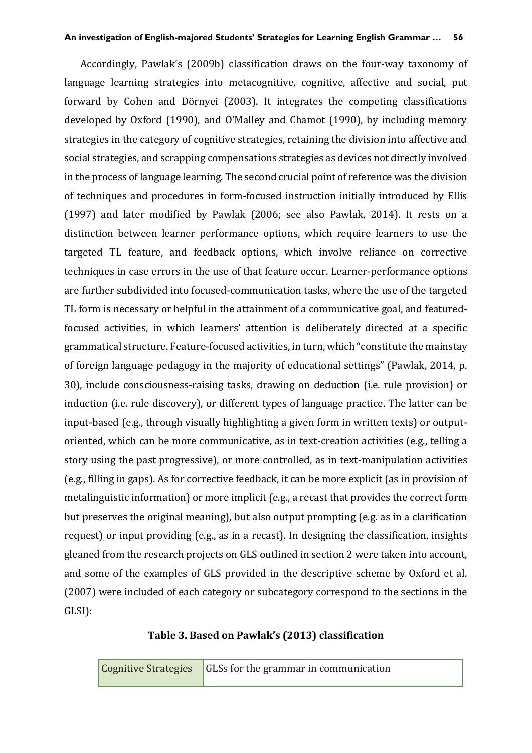Accordingly, Pawlak's (2009b) classification draws on the four-way taxonomy of language learning strategies into metacognitive, cognitive, affective and social, put forward by Cohen and Dörnyei (2003). It integrates the competing classifications developed by Oxford (1990), and O'Malley and Chamot (1990), by including memory strategies in the category of cognitive strategies, retaining the division into affective and social strategies, and scrapping compensations strategies as devices not directly involved in the process of language learning. The second crucial point of reference was the division of techniques and procedures in form-focused instruction initially introduced by Ellis (1997) and later modified by Pawlak (2006; see also Pawlak, 2014). It rests on a distinction between learner performance options, which require learners to use the targeted TL feature, and feedback options, which involve reliance on corrective techniques in case errors in the use of that feature occur. Learner-performance options are further subdivided into focused-communication tasks, where the use of the targeted TL form is necessary or helpful in the attainment of a communicative goal, and featured-focused activities, in which learners' attention is deliberately directed at a specific grammatical structure. Feature-focused activities, in turn, which "constitute the mainstay of foreign language pedagogy in the majority of educational settings" (Pawlak, 2014, p. 30), include consciousness-raising tasks, drawing on deduction (i.e. rule provision) or induction (i.e. rule discovery), or different types of language practice. The latter can be input-based (e.g., through visually highlighting a given form in written texts) or output-oriented, which can be more communicative, as in text-creation activities (e.g., telling a story using the past progressive), or more controlled, as in text-manipulation activities (e.g., filling in gaps). As for corrective feedback, it can be more explicit (as in provision of metalinguistic information) or more implicit (e.g., a recast that provides the correct form but preserves the original meaning), but also output prompting (e.g. as in a clarification request) or input providing (e.g., as in a recast). In designing the classification, insights gleaned from the research projects on GLS outlined in section 2 were taken into account, and some of the examples of GLS provided in the descriptive scheme by Oxford et al. (2007) were included of each category or subcategory correspond to the sections in the GLSI):

**Table 3. Based on Pawlak's (2013) classification**

| Cognitive Strategies | GLSs for the grammar in communication |
|---|---|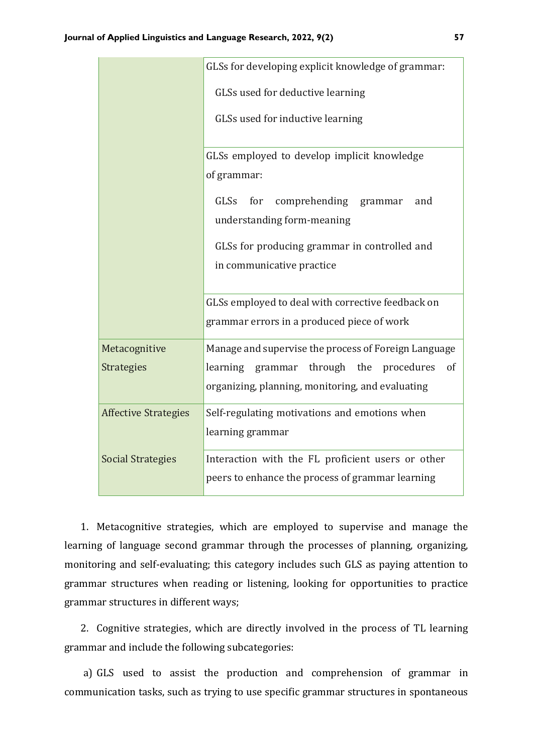| | |
|---|---|
| | GLSs for developing explicit knowledge of grammar:<br>GLSs used for deductive learning<br>GLSs used for inductive learning |
| | GLSs employed to develop implicit knowledge of grammar:<br>GLSs for comprehending grammar and understanding form-meaning<br>GLSs for producing grammar in controlled and in communicative practice |
| | GLSs employed to deal with corrective feedback on grammar errors in a produced piece of work |
| Metacognitive Strategies | Manage and supervise the process of Foreign Language learning grammar through the procedures of organizing, planning, monitoring, and evaluating |
| Affective Strategies | Self-regulating motivations and emotions when learning grammar |
| Social Strategies | Interaction with the FL proficient users or other peers to enhance the process of grammar learning |

1. Metacognitive strategies, which are employed to supervise and manage the learning of language second grammar through the processes of planning, organizing, monitoring and self-evaluating; this category includes such GLS as paying attention to grammar structures when reading or listening, looking for opportunities to practice grammar structures in different ways;

2. Cognitive strategies, which are directly involved in the process of TL learning grammar and include the following subcategories:

a) GLS used to assist the production and comprehension of grammar in communication tasks, such as trying to use specific grammar structures in spontaneous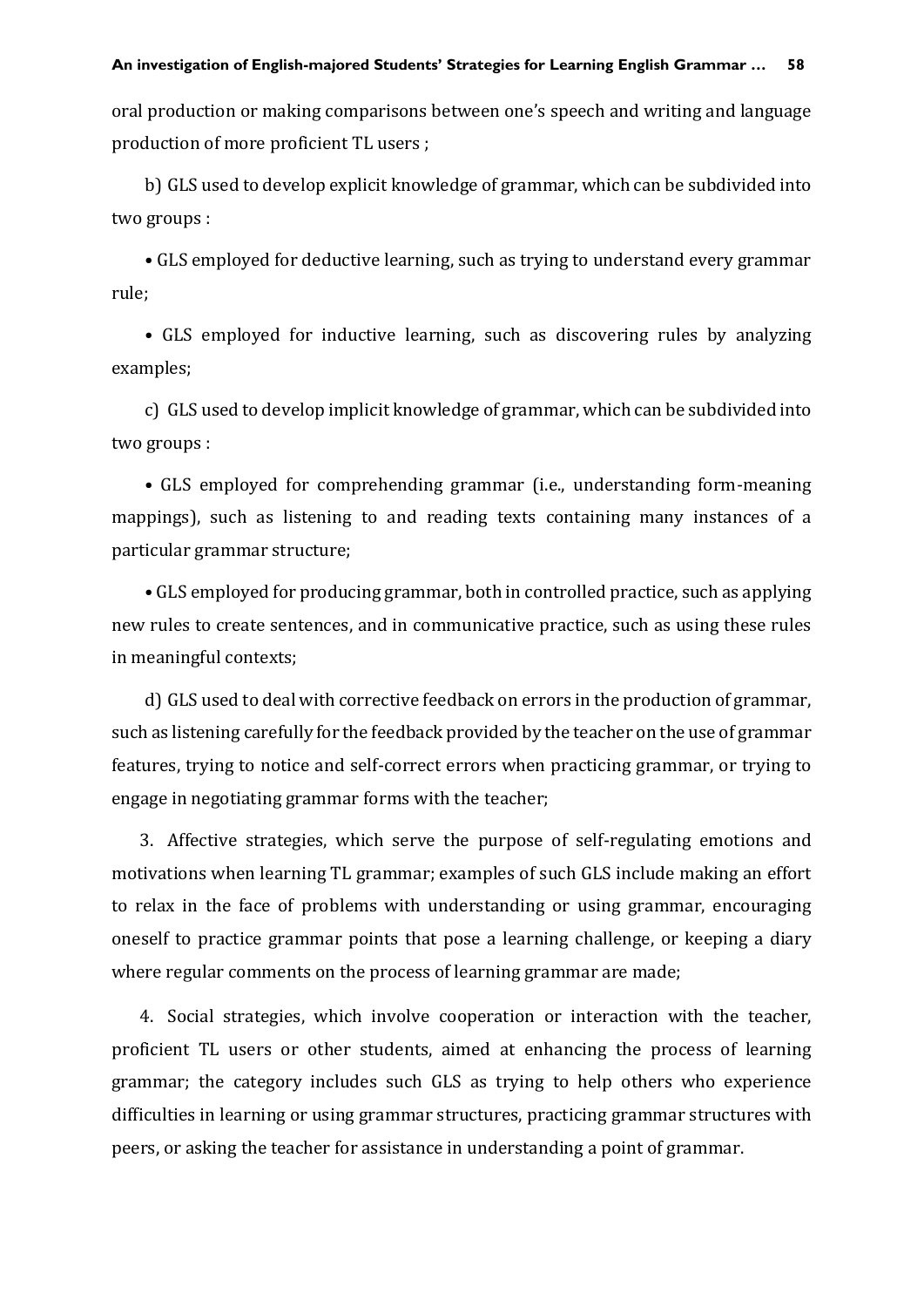oral production or making comparisons between one's speech and writing and language production of more proficient TL users ;

b) GLS used to develop explicit knowledge of grammar, which can be subdivided into two groups :

• GLS employed for deductive learning, such as trying to understand every grammar rule;

• GLS employed for inductive learning, such as discovering rules by analyzing examples;

c) GLS used to develop implicit knowledge of grammar, which can be subdivided into two groups :

• GLS employed for comprehending grammar (i.e., understanding form-meaning mappings), such as listening to and reading texts containing many instances of a particular grammar structure;

• GLS employed for producing grammar, both in controlled practice, such as applying new rules to create sentences, and in communicative practice, such as using these rules in meaningful contexts;

d) GLS used to deal with corrective feedback on errors in the production of grammar, such as listening carefully for the feedback provided by the teacher on the use of grammar features, trying to notice and self-correct errors when practicing grammar, or trying to engage in negotiating grammar forms with the teacher;

3. Affective strategies, which serve the purpose of self-regulating emotions and motivations when learning TL grammar; examples of such GLS include making an effort to relax in the face of problems with understanding or using grammar, encouraging oneself to practice grammar points that pose a learning challenge, or keeping a diary where regular comments on the process of learning grammar are made;

4. Social strategies, which involve cooperation or interaction with the teacher, proficient TL users or other students, aimed at enhancing the process of learning grammar; the category includes such GLS as trying to help others who experience difficulties in learning or using grammar structures, practicing grammar structures with peers, or asking the teacher for assistance in understanding a point of grammar.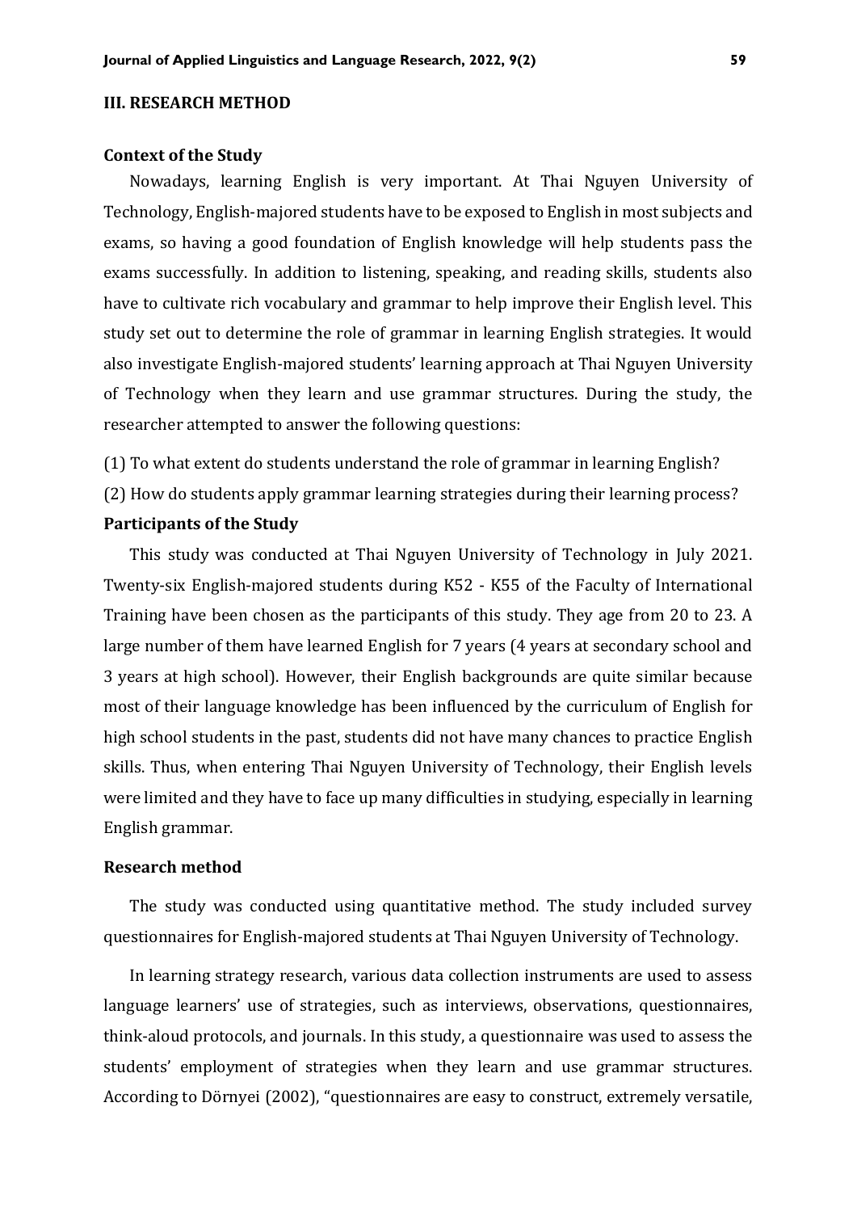## III. RESEARCH METHOD

### Context of the Study

Nowadays, learning English is very important. At Thai Nguyen University of Technology, English-majored students have to be exposed to English in most subjects and exams, so having a good foundation of English knowledge will help students pass the exams successfully. In addition to listening, speaking, and reading skills, students also have to cultivate rich vocabulary and grammar to help improve their English level. This study set out to determine the role of grammar in learning English strategies. It would also investigate English-majored students' learning approach at Thai Nguyen University of Technology when they learn and use grammar structures. During the study, the researcher attempted to answer the following questions:

(1) To what extent do students understand the role of grammar in learning English?

(2) How do students apply grammar learning strategies during their learning process?

### Participants of the Study

This study was conducted at Thai Nguyen University of Technology in July 2021. Twenty-six English-majored students during K52 - K55 of the Faculty of International Training have been chosen as the participants of this study. They age from 20 to 23. A large number of them have learned English for 7 years (4 years at secondary school and 3 years at high school). However, their English backgrounds are quite similar because most of their language knowledge has been influenced by the curriculum of English for high school students in the past, students did not have many chances to practice English skills. Thus, when entering Thai Nguyen University of Technology, their English levels were limited and they have to face up many difficulties in studying, especially in learning English grammar.

### Research method

The study was conducted using quantitative method. The study included survey questionnaires for English-majored students at Thai Nguyen University of Technology.

In learning strategy research, various data collection instruments are used to assess language learners' use of strategies, such as interviews, observations, questionnaires, think-aloud protocols, and journals. In this study, a questionnaire was used to assess the students' employment of strategies when they learn and use grammar structures. According to Dörnyei (2002), "questionnaires are easy to construct, extremely versatile,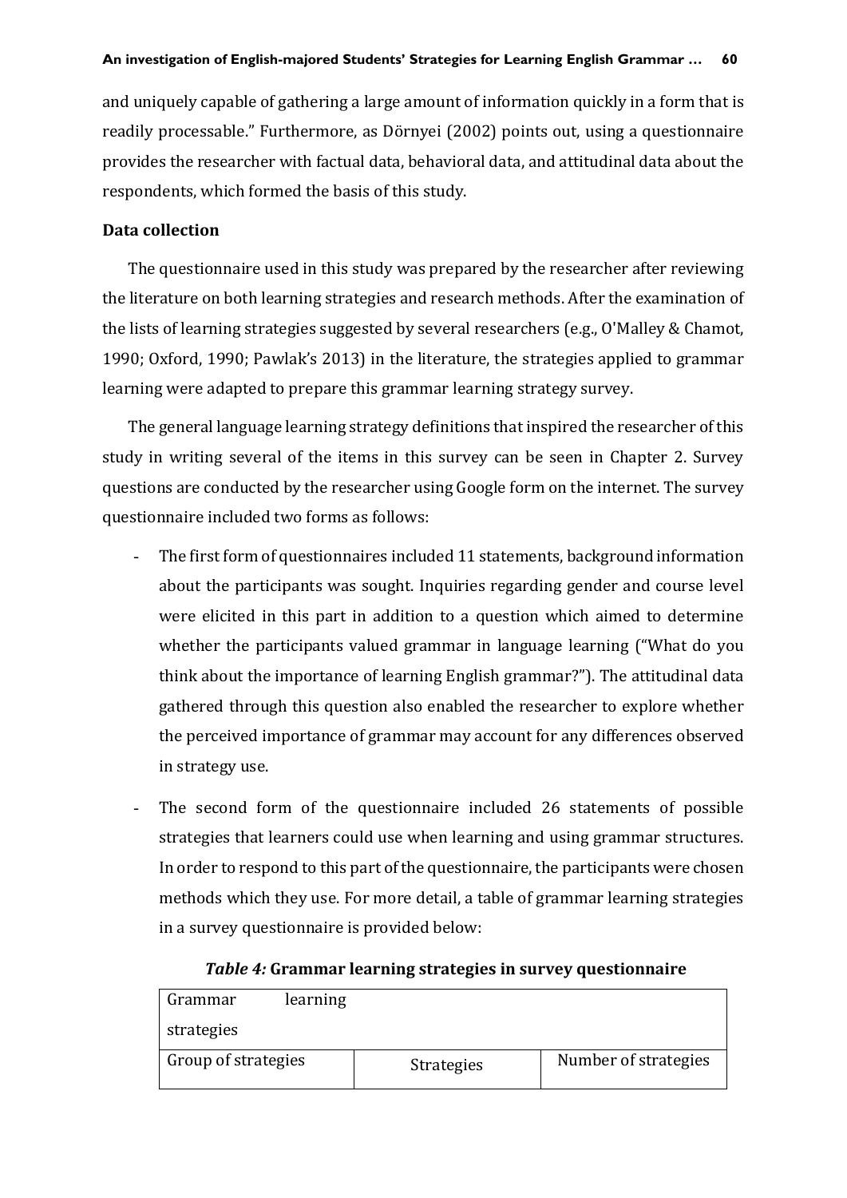and uniquely capable of gathering a large amount of information quickly in a form that is readily processable." Furthermore, as Dörnyei (2002) points out, using a questionnaire provides the researcher with factual data, behavioral data, and attitudinal data about the respondents, which formed the basis of this study.

**Data collection**

The questionnaire used in this study was prepared by the researcher after reviewing the literature on both learning strategies and research methods. After the examination of the lists of learning strategies suggested by several researchers (e.g., O'Malley & Chamot, 1990; Oxford, 1990; Pawlak's 2013) in the literature, the strategies applied to grammar learning were adapted to prepare this grammar learning strategy survey.

The general language learning strategy definitions that inspired the researcher of this study in writing several of the items in this survey can be seen in Chapter 2. Survey questions are conducted by the researcher using Google form on the internet. The survey questionnaire included two forms as follows:

- The first form of questionnaires included 11 statements, background information about the participants was sought. Inquiries regarding gender and course level were elicited in this part in addition to a question which aimed to determine whether the participants valued grammar in language learning ("What do you think about the importance of learning English grammar?"). The attitudinal data gathered through this question also enabled the researcher to explore whether the perceived importance of grammar may account for any differences observed in strategy use.
- The second form of the questionnaire included 26 statements of possible strategies that learners could use when learning and using grammar structures. In order to respond to this part of the questionnaire, the participants were chosen methods which they use. For more detail, a table of grammar learning strategies in a survey questionnaire is provided below:

***Table 4:*** **Grammar learning strategies in survey questionnaire**

| Grammar learning strategies | | |
|---|---|---|
| Group of strategies | Strategies | Number of strategies |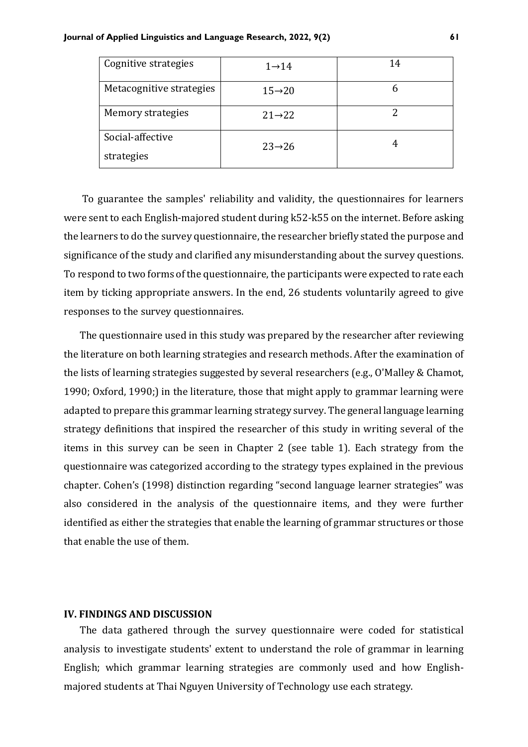| Cognitive strategies | 1→14 | 14 |
|---|---|---|
| Metacognitive strategies | 15→20 | 6 |
| Memory strategies | 21→22 | 2 |
| Social-affective strategies | 23→26 | 4 |

To guarantee the samples' reliability and validity, the questionnaires for learners were sent to each English-majored student during k52-k55 on the internet. Before asking the learners to do the survey questionnaire, the researcher briefly stated the purpose and significance of the study and clarified any misunderstanding about the survey questions. To respond to two forms of the questionnaire, the participants were expected to rate each item by ticking appropriate answers. In the end, 26 students voluntarily agreed to give responses to the survey questionnaires.

The questionnaire used in this study was prepared by the researcher after reviewing the literature on both learning strategies and research methods. After the examination of the lists of learning strategies suggested by several researchers (e.g., O'Malley & Chamot, 1990; Oxford, 1990;) in the literature, those that might apply to grammar learning were adapted to prepare this grammar learning strategy survey. The general language learning strategy definitions that inspired the researcher of this study in writing several of the items in this survey can be seen in Chapter 2 (see table 1). Each strategy from the questionnaire was categorized according to the strategy types explained in the previous chapter. Cohen's (1998) distinction regarding "second language learner strategies" was also considered in the analysis of the questionnaire items, and they were further identified as either the strategies that enable the learning of grammar structures or those that enable the use of them.

## IV. FINDINGS AND DISCUSSION

The data gathered through the survey questionnaire were coded for statistical analysis to investigate students' extent to understand the role of grammar in learning English; which grammar learning strategies are commonly used and how English-majored students at Thai Nguyen University of Technology use each strategy.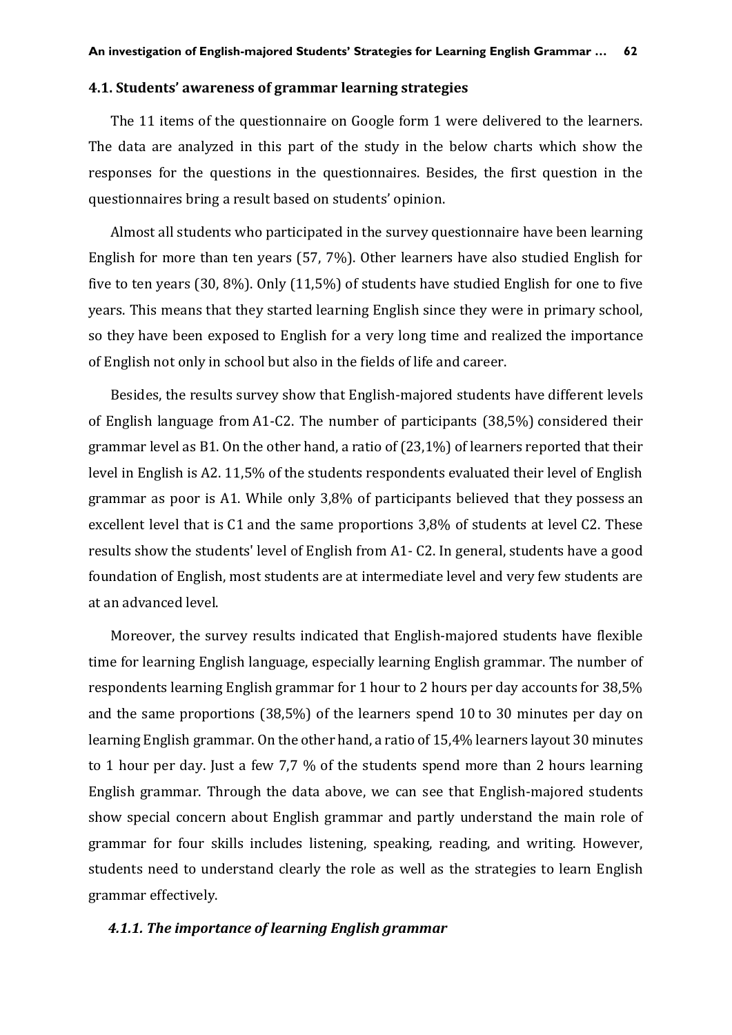### 4.1. Students' awareness of grammar learning strategies

The 11 items of the questionnaire on Google form 1 were delivered to the learners. The data are analyzed in this part of the study in the below charts which show the responses for the questions in the questionnaires. Besides, the first question in the questionnaires bring a result based on students' opinion.

Almost all students who participated in the survey questionnaire have been learning English for more than ten years (57, 7%). Other learners have also studied English for five to ten years (30, 8%). Only (11,5%) of students have studied English for one to five years. This means that they started learning English since they were in primary school, so they have been exposed to English for a very long time and realized the importance of English not only in school but also in the fields of life and career.

Besides, the results survey show that English-majored students have different levels of English language from A1-C2. The number of participants (38,5%) considered their grammar level as B1. On the other hand, a ratio of (23,1%) of learners reported that their level in English is A2. 11,5% of the students respondents evaluated their level of English grammar as poor is A1. While only 3,8% of participants believed that they possess an excellent level that is C1 and the same proportions 3,8% of students at level C2. These results show the students' level of English from A1- C2. In general, students have a good foundation of English, most students are at intermediate level and very few students are at an advanced level.

Moreover, the survey results indicated that English-majored students have flexible time for learning English language, especially learning English grammar. The number of respondents learning English grammar for 1 hour to 2 hours per day accounts for 38,5% and the same proportions (38,5%) of the learners spend 10 to 30 minutes per day on learning English grammar. On the other hand, a ratio of 15,4% learners layout 30 minutes to 1 hour per day. Just a few 7,7 % of the students spend more than 2 hours learning English grammar. Through the data above, we can see that English-majored students show special concern about English grammar and partly understand the main role of grammar for four skills includes listening, speaking, reading, and writing. However, students need to understand clearly the role as well as the strategies to learn English grammar effectively.

#### *4.1.1. The importance of learning English grammar*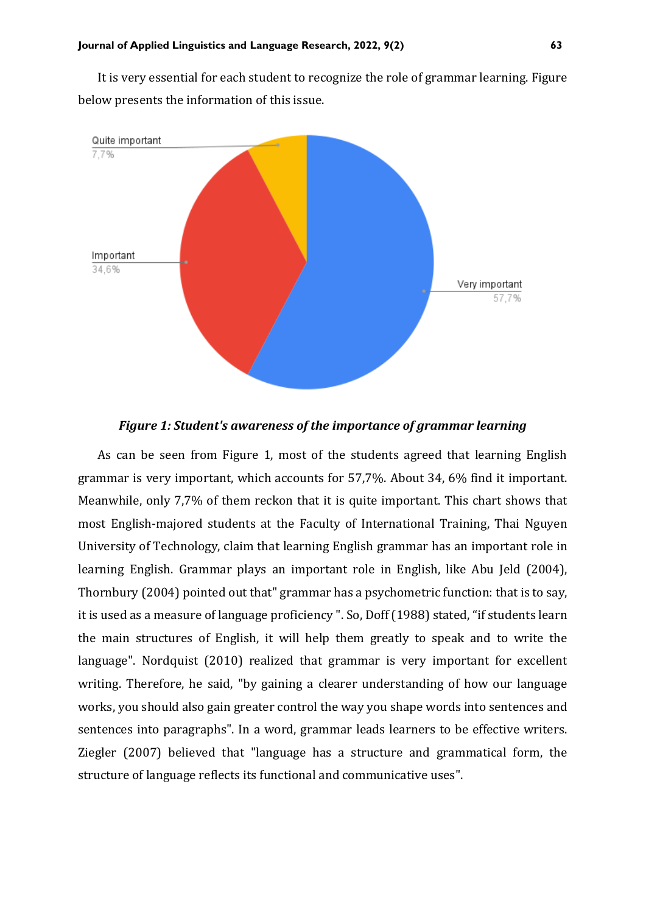It is very essential for each student to recognize the role of grammar learning. Figure below presents the information of this issue.

*Figure 1: Student's awareness of the importance of grammar learning*

As can be seen from Figure 1, most of the students agreed that learning English grammar is very important, which accounts for 57,7%. About 34, 6% find it important. Meanwhile, only 7,7% of them reckon that it is quite important. This chart shows that most English-majored students at the Faculty of International Training, Thai Nguyen University of Technology, claim that learning English grammar has an important role in learning English. Grammar plays an important role in English, like Abu Jeld (2004), Thornbury (2004) pointed out that" grammar has a psychometric function: that is to say, it is used as a measure of language proficiency ". So, Doff (1988) stated, "if students learn the main structures of English, it will help them greatly to speak and to write the language". Nordquist (2010) realized that grammar is very important for excellent writing. Therefore, he said, "by gaining a clearer understanding of how our language works, you should also gain greater control the way you shape words into sentences and sentences into paragraphs". In a word, grammar leads learners to be effective writers. Ziegler (2007) believed that "language has a structure and grammatical form, the structure of language reflects its functional and communicative uses".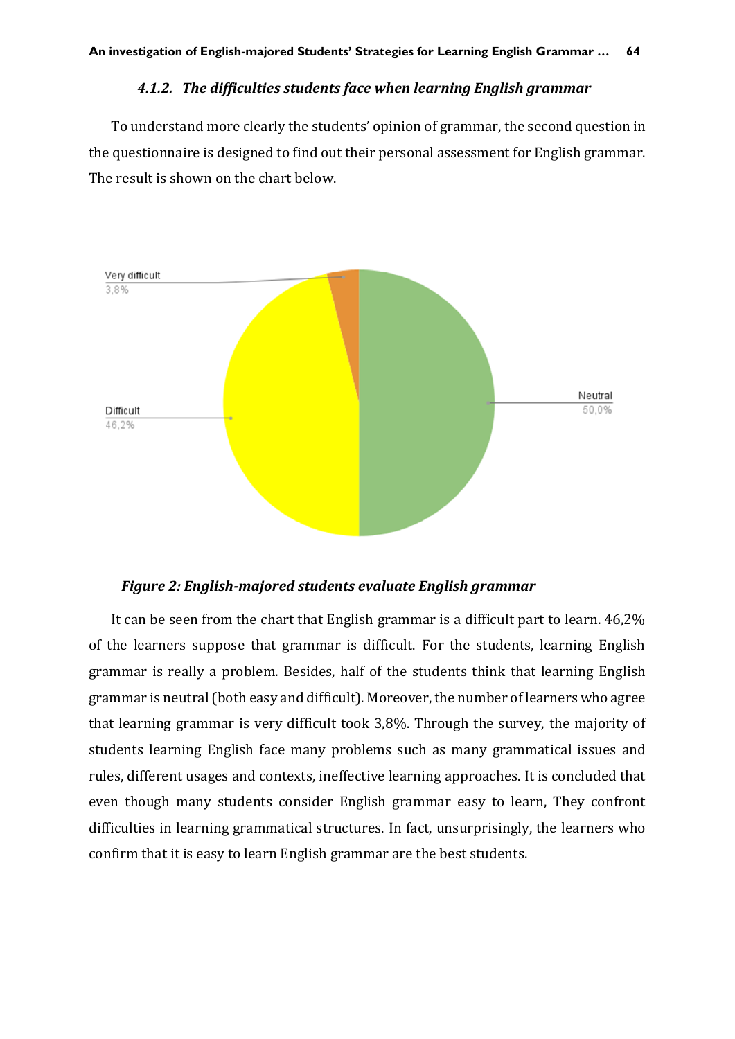#### *4.1.2. The difficulties students face when learning English grammar*

To understand more clearly the students' opinion of grammar, the second question in the questionnaire is designed to find out their personal assessment for English grammar. The result is shown on the chart below.

Very difficult
3,8%

Difficult
46,2%

Neutral
50,0%

***Figure 2: English-majored students evaluate English grammar***

It can be seen from the chart that English grammar is a difficult part to learn. 46,2% of the learners suppose that grammar is difficult. For the students, learning English grammar is really a problem. Besides, half of the students think that learning English grammar is neutral (both easy and difficult). Moreover, the number of learners who agree that learning grammar is very difficult took 3,8%. Through the survey, the majority of students learning English face many problems such as many grammatical issues and rules, different usages and contexts, ineffective learning approaches. It is concluded that even though many students consider English grammar easy to learn, They confront difficulties in learning grammatical structures. In fact, unsurprisingly, the learners who confirm that it is easy to learn English grammar are the best students.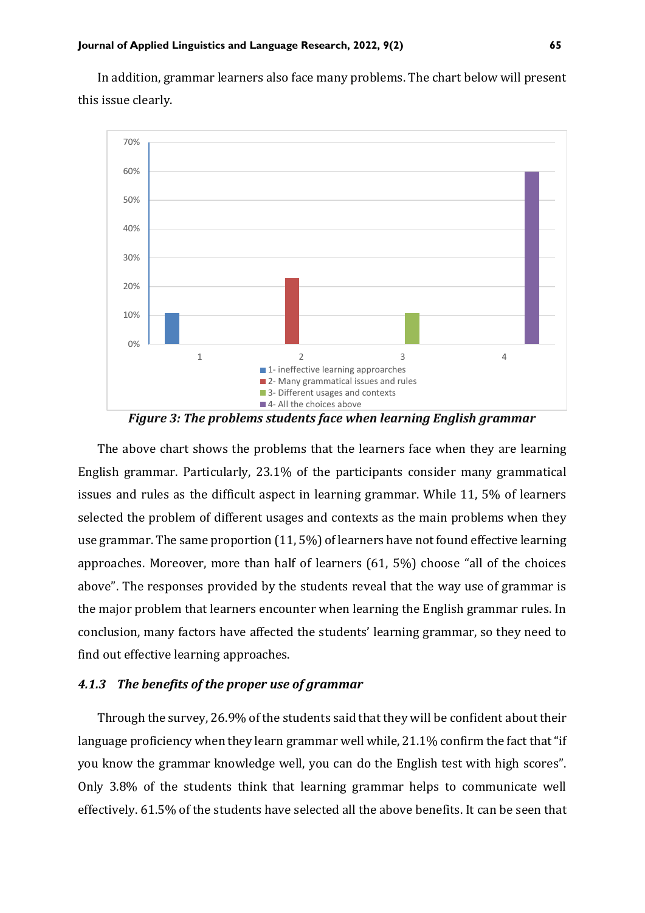In addition, grammar learners also face many problems. The chart below will present this issue clearly.

*Figure 3: The problems students face when learning English grammar*

The above chart shows the problems that the learners face when they are learning English grammar. Particularly, 23.1% of the participants consider many grammatical issues and rules as the difficult aspect in learning grammar. While 11, 5% of learners selected the problem of different usages and contexts as the main problems when they use grammar. The same proportion (11, 5%) of learners have not found effective learning approaches. Moreover, more than half of learners (61, 5%) choose "all of the choices above". The responses provided by the students reveal that the way use of grammar is the major problem that learners encounter when learning the English grammar rules. In conclusion, many factors have affected the students' learning grammar, so they need to find out effective learning approaches.

### *4.1.3 The benefits of the proper use of grammar*

Through the survey, 26.9% of the students said that they will be confident about their language proficiency when they learn grammar well while, 21.1% confirm the fact that "if you know the grammar knowledge well, you can do the English test with high scores". Only 3.8% of the students think that learning grammar helps to communicate well effectively. 61.5% of the students have selected all the above benefits. It can be seen that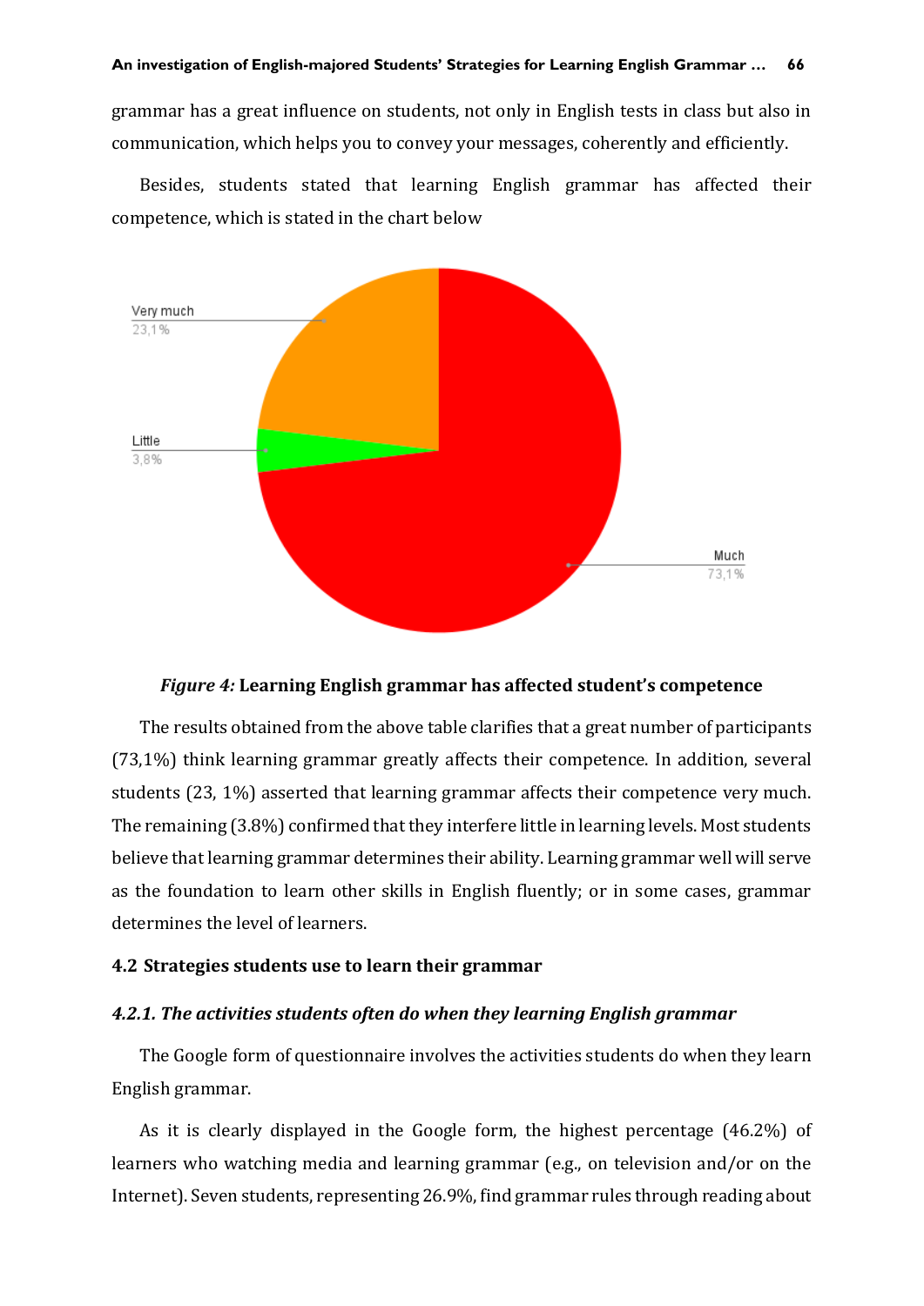grammar has a great influence on students, not only in English tests in class but also in communication, which helps you to convey your messages, coherently and efficiently.

Besides, students stated that learning English grammar has affected their competence, which is stated in the chart below

***Figure 4:*** **Learning English grammar has affected student's competence**

The results obtained from the above table clarifies that a great number of participants (73,1%) think learning grammar greatly affects their competence. In addition, several students (23, 1%) asserted that learning grammar affects their competence very much. The remaining (3.8%) confirmed that they interfere little in learning levels. Most students believe that learning grammar determines their ability. Learning grammar well will serve as the foundation to learn other skills in English fluently; or in some cases, grammar determines the level of learners.

### 4.2 Strategies students use to learn their grammar

#### *4.2.1. The activities students often do when they learning English grammar*

The Google form of questionnaire involves the activities students do when they learn English grammar.

As it is clearly displayed in the Google form, the highest percentage (46.2%) of learners who watching media and learning grammar (e.g., on television and/or on the Internet). Seven students, representing 26.9%, find grammar rules through reading about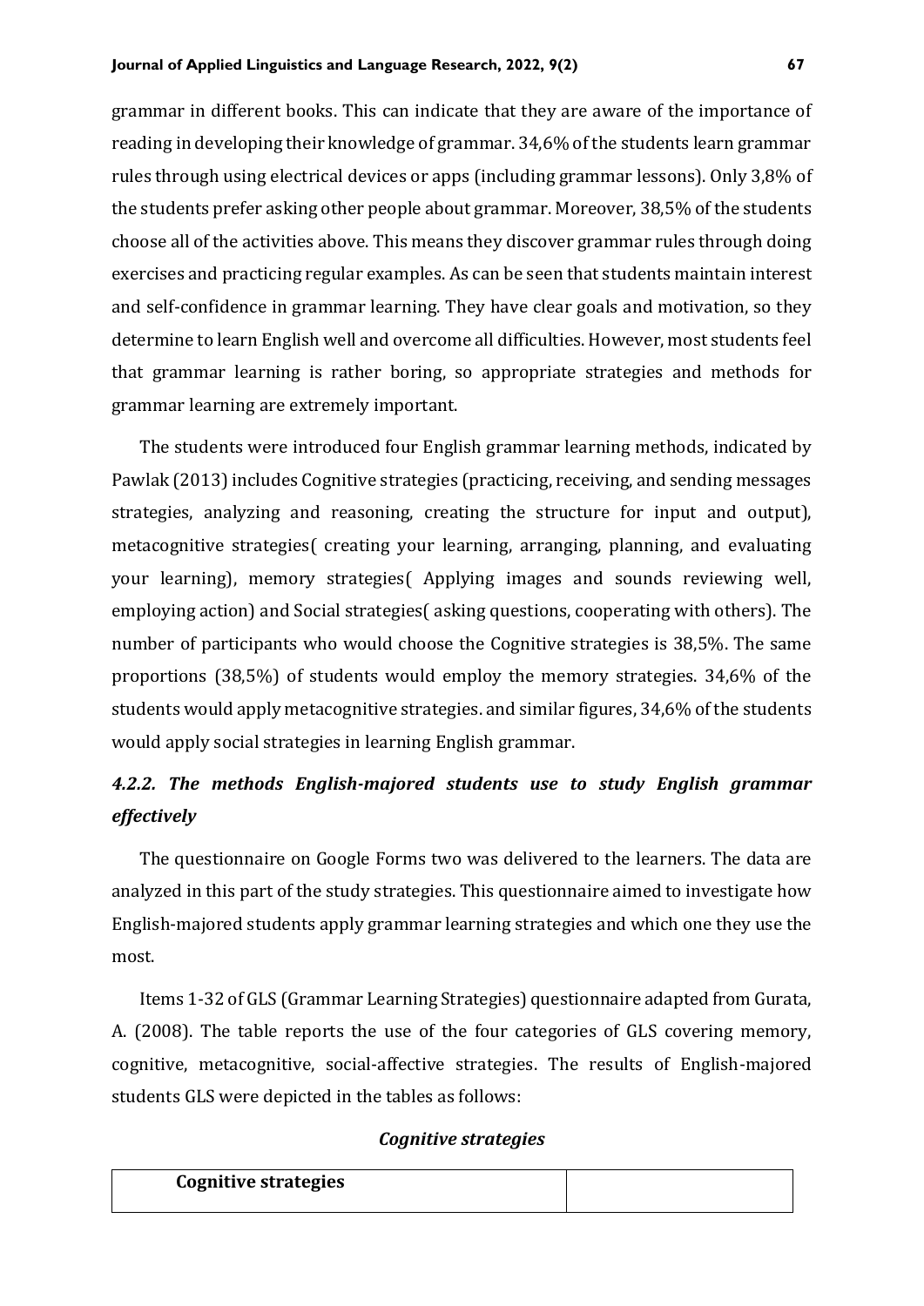grammar in different books. This can indicate that they are aware of the importance of reading in developing their knowledge of grammar. 34,6% of the students learn grammar rules through using electrical devices or apps (including grammar lessons). Only 3,8% of the students prefer asking other people about grammar. Moreover, 38,5% of the students choose all of the activities above. This means they discover grammar rules through doing exercises and practicing regular examples. As can be seen that students maintain interest and self-confidence in grammar learning. They have clear goals and motivation, so they determine to learn English well and overcome all difficulties. However, most students feel that grammar learning is rather boring, so appropriate strategies and methods for grammar learning are extremely important.

The students were introduced four English grammar learning methods, indicated by Pawlak (2013) includes Cognitive strategies (practicing, receiving, and sending messages strategies, analyzing and reasoning, creating the structure for input and output), metacognitive strategies( creating your learning, arranging, planning, and evaluating your learning), memory strategies( Applying images and sounds reviewing well, employing action) and Social strategies( asking questions, cooperating with others). The number of participants who would choose the Cognitive strategies is 38,5%. The same proportions (38,5%) of students would employ the memory strategies. 34,6% of the students would apply metacognitive strategies. and similar figures, 34,6% of the students would apply social strategies in learning English grammar.

### *4.2.2. The methods English-majored students use to study English grammar effectively*

The questionnaire on Google Forms two was delivered to the learners. The data are analyzed in this part of the study strategies. This questionnaire aimed to investigate how English-majored students apply grammar learning strategies and which one they use the most.

Items 1-32 of GLS (Grammar Learning Strategies) questionnaire adapted from Gurata, A. (2008). The table reports the use of the four categories of GLS covering memory, cognitive, metacognitive, social-affective strategies. The results of English-majored students GLS were depicted in the tables as follows:

***Cognitive strategies***

| **Cognitive strategies** | |
|---|---|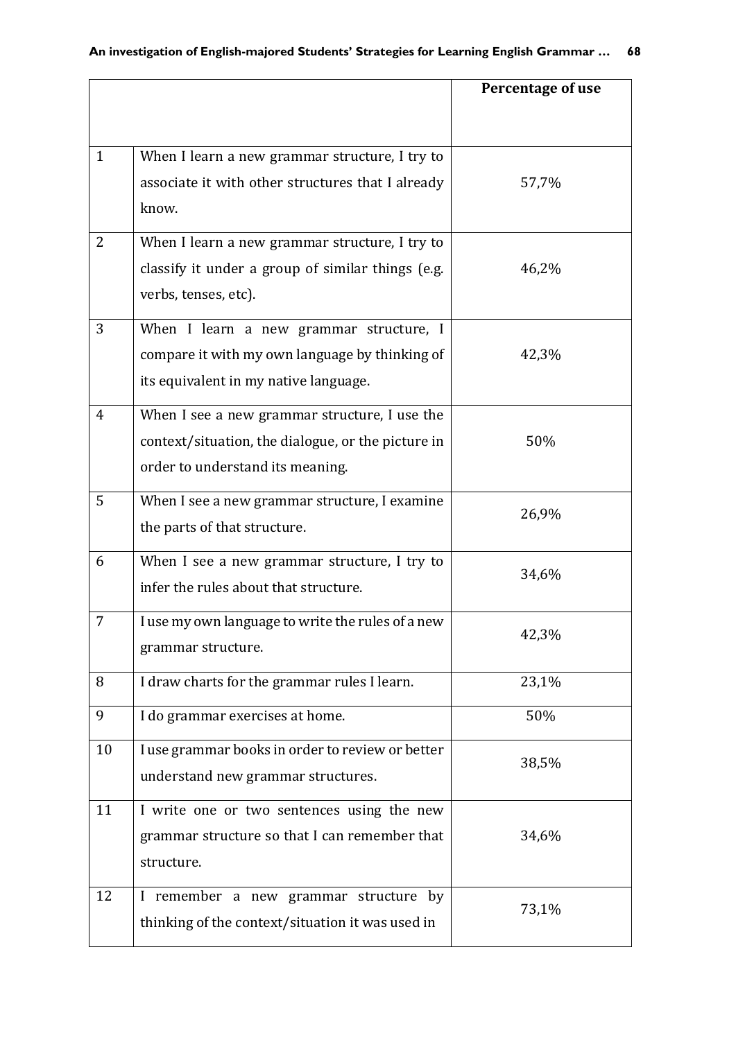| | | Percentage of use |
|---|---|---|
| 1 | When I learn a new grammar structure, I try to associate it with other structures that I already know. | 57,7% |
| 2 | When I learn a new grammar structure, I try to classify it under a group of similar things (e.g. verbs, tenses, etc). | 46,2% |
| 3 | When I learn a new grammar structure, I compare it with my own language by thinking of its equivalent in my native language. | 42,3% |
| 4 | When I see a new grammar structure, I use the context/situation, the dialogue, or the picture in order to understand its meaning. | 50% |
| 5 | When I see a new grammar structure, I examine the parts of that structure. | 26,9% |
| 6 | When I see a new grammar structure, I try to infer the rules about that structure. | 34,6% |
| 7 | I use my own language to write the rules of a new grammar structure. | 42,3% |
| 8 | I draw charts for the grammar rules I learn. | 23,1% |
| 9 | I do grammar exercises at home. | 50% |
| 10 | I use grammar books in order to review or better understand new grammar structures. | 38,5% |
| 11 | I write one or two sentences using the new grammar structure so that I can remember that structure. | 34,6% |
| 12 | I remember a new grammar structure by thinking of the context/situation it was used in | 73,1% |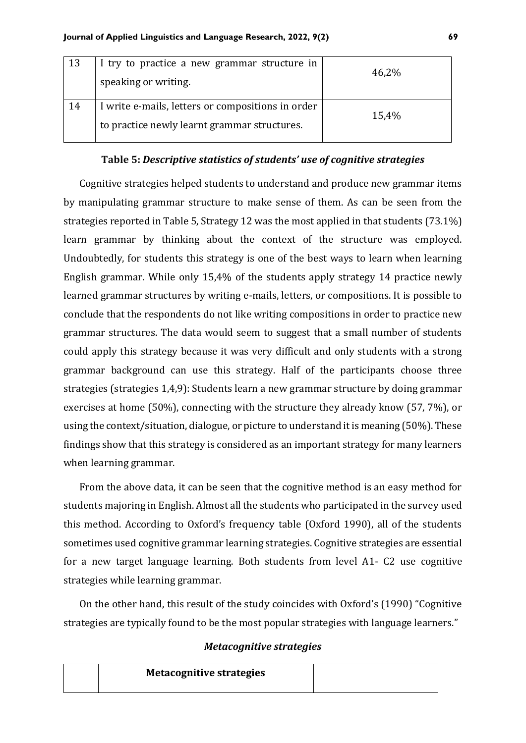| 13 | I try to practice a new grammar structure in speaking or writing. | 46,2% |
|---|---|---|
| 14 | I write e-mails, letters or compositions in order to practice newly learnt grammar structures. | 15,4% |

**Table 5:** ***Descriptive statistics of students' use of cognitive strategies***

Cognitive strategies helped students to understand and produce new grammar items by manipulating grammar structure to make sense of them. As can be seen from the strategies reported in Table 5, Strategy 12 was the most applied in that students (73.1%) learn grammar by thinking about the context of the structure was employed. Undoubtedly, for students this strategy is one of the best ways to learn when learning English grammar. While only 15,4% of the students apply strategy 14 practice newly learned grammar structures by writing e-mails, letters, or compositions. It is possible to conclude that the respondents do not like writing compositions in order to practice new grammar structures. The data would seem to suggest that a small number of students could apply this strategy because it was very difficult and only students with a strong grammar background can use this strategy. Half of the participants choose three strategies (strategies 1,4,9): Students learn a new grammar structure by doing grammar exercises at home (50%), connecting with the structure they already know (57, 7%), or using the context/situation, dialogue, or picture to understand it is meaning (50%). These findings show that this strategy is considered as an important strategy for many learners when learning grammar.

From the above data, it can be seen that the cognitive method is an easy method for students majoring in English. Almost all the students who participated in the survey used this method. According to Oxford's frequency table (Oxford 1990), all of the students sometimes used cognitive grammar learning strategies. Cognitive strategies are essential for a new target language learning. Both students from level A1- C2 use cognitive strategies while learning grammar.

On the other hand, this result of the study coincides with Oxford's (1990) "Cognitive strategies are typically found to be the most popular strategies with language learners."

### *Metacognitive strategies*

| | **Metacognitive strategies** | |
|---|---|---|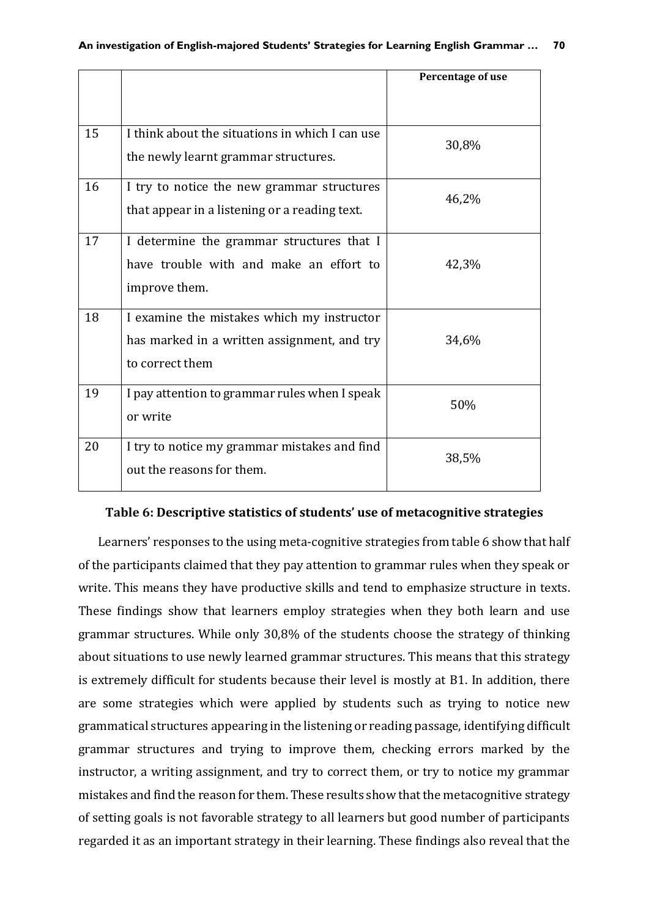| | | Percentage of use |
|---|---|---|
| 15 | I think about the situations in which I can use the newly learnt grammar structures. | 30,8% |
| 16 | I try to notice the new grammar structures that appear in a listening or a reading text. | 46,2% |
| 17 | I determine the grammar structures that I have trouble with and make an effort to improve them. | 42,3% |
| 18 | I examine the mistakes which my instructor has marked in a written assignment, and try to correct them | 34,6% |
| 19 | I pay attention to grammar rules when I speak or write | 50% |
| 20 | I try to notice my grammar mistakes and find out the reasons for them. | 38,5% |

**Table 6: Descriptive statistics of students' use of metacognitive strategies**

Learners' responses to the using meta-cognitive strategies from table 6 show that half of the participants claimed that they pay attention to grammar rules when they speak or write. This means they have productive skills and tend to emphasize structure in texts. These findings show that learners employ strategies when they both learn and use grammar structures. While only 30,8% of the students choose the strategy of thinking about situations to use newly learned grammar structures. This means that this strategy is extremely difficult for students because their level is mostly at B1. In addition, there are some strategies which were applied by students such as trying to notice new grammatical structures appearing in the listening or reading passage, identifying difficult grammar structures and trying to improve them, checking errors marked by the instructor, a writing assignment, and try to correct them, or try to notice my grammar mistakes and find the reason for them. These results show that the metacognitive strategy of setting goals is not favorable strategy to all learners but good number of participants regarded it as an important strategy in their learning. These findings also reveal that the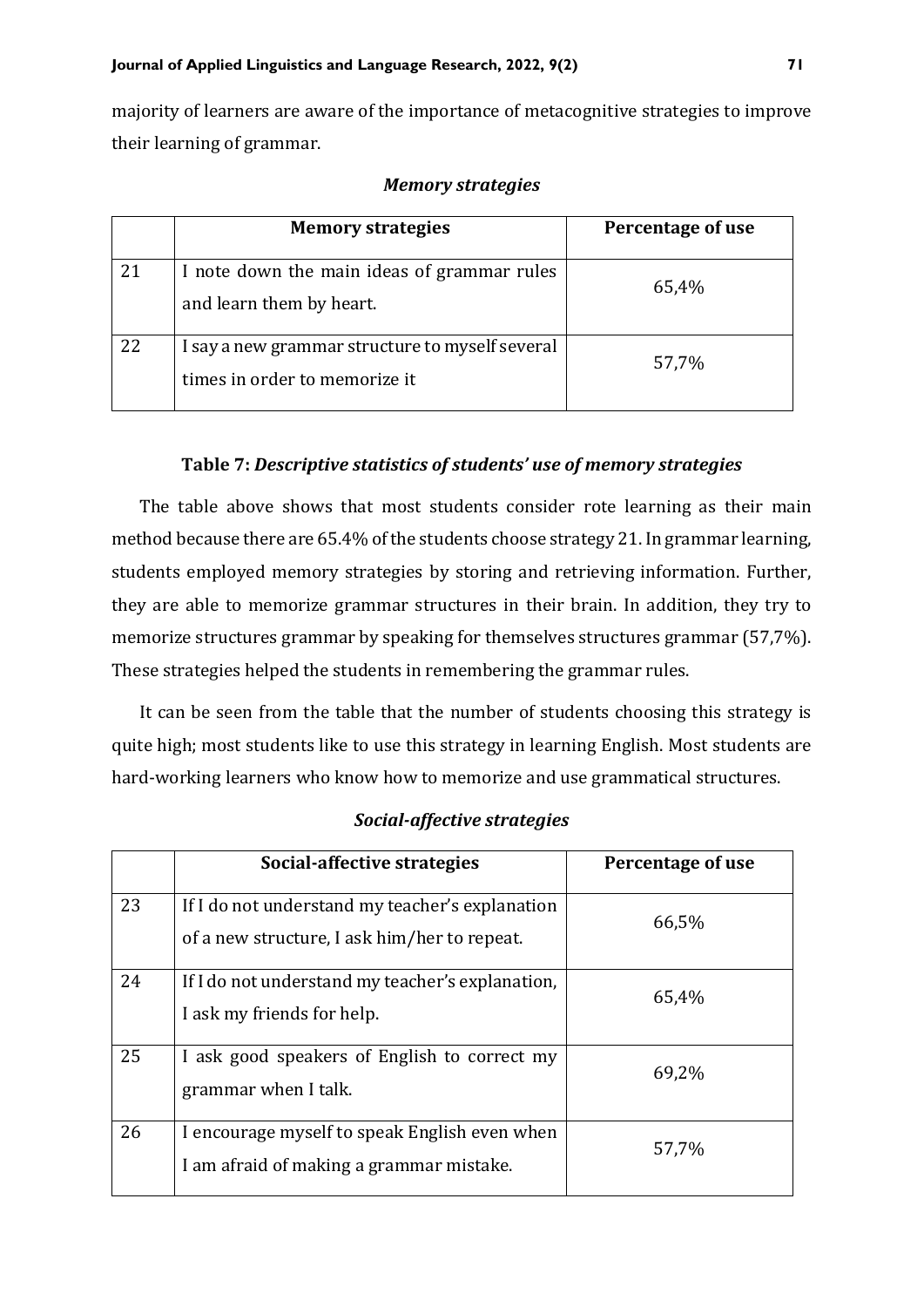majority of learners are aware of the importance of metacognitive strategies to improve their learning of grammar.

***Memory strategies***

| | **Memory strategies** | **Percentage of use** |
|---|---|---|
| 21 | I note down the main ideas of grammar rules and learn them by heart. | 65,4% |
| 22 | I say a new grammar structure to myself several times in order to memorize it | 57,7% |

**Table 7:** ***Descriptive statistics of students' use of memory strategies***

The table above shows that most students consider rote learning as their main method because there are 65.4% of the students choose strategy 21. In grammar learning, students employed memory strategies by storing and retrieving information. Further, they are able to memorize grammar structures in their brain. In addition, they try to memorize structures grammar by speaking for themselves structures grammar (57,7%). These strategies helped the students in remembering the grammar rules.

It can be seen from the table that the number of students choosing this strategy is quite high; most students like to use this strategy in learning English. Most students are hard-working learners who know how to memorize and use grammatical structures.

***Social-affective strategies***

| | **Social-affective strategies** | **Percentage of use** |
|---|---|---|
| 23 | If I do not understand my teacher's explanation of a new structure, I ask him/her to repeat. | 66,5% |
| 24 | If I do not understand my teacher's explanation, I ask my friends for help. | 65,4% |
| 25 | I ask good speakers of English to correct my grammar when I talk. | 69,2% |
| 26 | I encourage myself to speak English even when I am afraid of making a grammar mistake. | 57,7% |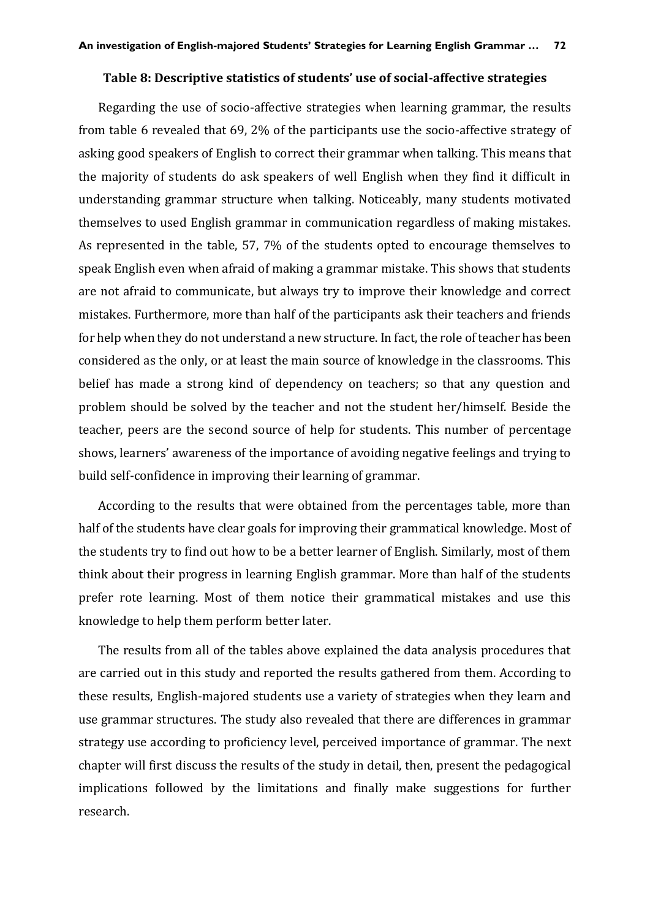**Table 8: Descriptive statistics of students' use of social-affective strategies**

Regarding the use of socio-affective strategies when learning grammar, the results from table 6 revealed that 69, 2% of the participants use the socio-affective strategy of asking good speakers of English to correct their grammar when talking. This means that the majority of students do ask speakers of well English when they find it difficult in understanding grammar structure when talking. Noticeably, many students motivated themselves to used English grammar in communication regardless of making mistakes. As represented in the table, 57, 7% of the students opted to encourage themselves to speak English even when afraid of making a grammar mistake. This shows that students are not afraid to communicate, but always try to improve their knowledge and correct mistakes. Furthermore, more than half of the participants ask their teachers and friends for help when they do not understand a new structure. In fact, the role of teacher has been considered as the only, or at least the main source of knowledge in the classrooms. This belief has made a strong kind of dependency on teachers; so that any question and problem should be solved by the teacher and not the student her/himself. Beside the teacher, peers are the second source of help for students. This number of percentage shows, learners' awareness of the importance of avoiding negative feelings and trying to build self-confidence in improving their learning of grammar.

According to the results that were obtained from the percentages table, more than half of the students have clear goals for improving their grammatical knowledge. Most of the students try to find out how to be a better learner of English. Similarly, most of them think about their progress in learning English grammar. More than half of the students prefer rote learning. Most of them notice their grammatical mistakes and use this knowledge to help them perform better later.

The results from all of the tables above explained the data analysis procedures that are carried out in this study and reported the results gathered from them. According to these results, English-majored students use a variety of strategies when they learn and use grammar structures. The study also revealed that there are differences in grammar strategy use according to proficiency level, perceived importance of grammar. The next chapter will first discuss the results of the study in detail, then, present the pedagogical implications followed by the limitations and finally make suggestions for further research.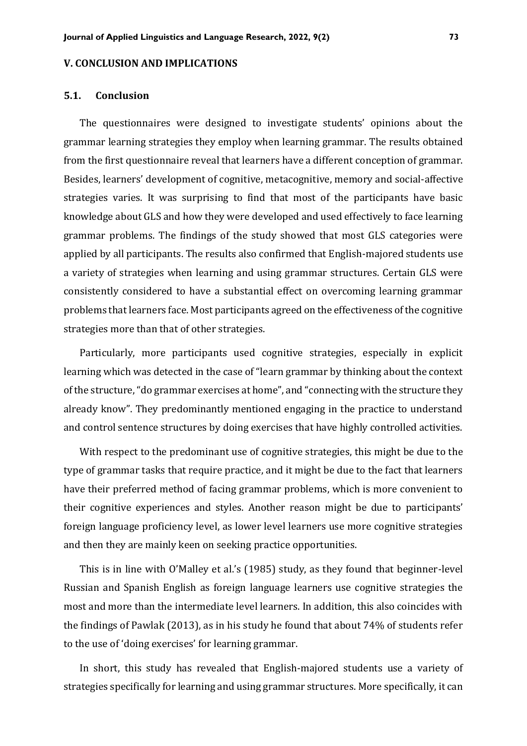## V. CONCLUSION AND IMPLICATIONS

### 5.1. Conclusion

The questionnaires were designed to investigate students' opinions about the grammar learning strategies they employ when learning grammar. The results obtained from the first questionnaire reveal that learners have a different conception of grammar. Besides, learners' development of cognitive, metacognitive, memory and social-affective strategies varies. It was surprising to find that most of the participants have basic knowledge about GLS and how they were developed and used effectively to face learning grammar problems. The findings of the study showed that most GLS categories were applied by all participants. The results also confirmed that English-majored students use a variety of strategies when learning and using grammar structures. Certain GLS were consistently considered to have a substantial effect on overcoming learning grammar problems that learners face. Most participants agreed on the effectiveness of the cognitive strategies more than that of other strategies.

Particularly, more participants used cognitive strategies, especially in explicit learning which was detected in the case of "learn grammar by thinking about the context of the structure, "do grammar exercises at home", and "connecting with the structure they already know". They predominantly mentioned engaging in the practice to understand and control sentence structures by doing exercises that have highly controlled activities.

With respect to the predominant use of cognitive strategies, this might be due to the type of grammar tasks that require practice, and it might be due to the fact that learners have their preferred method of facing grammar problems, which is more convenient to their cognitive experiences and styles. Another reason might be due to participants' foreign language proficiency level, as lower level learners use more cognitive strategies and then they are mainly keen on seeking practice opportunities.

This is in line with O'Malley et al.'s (1985) study, as they found that beginner-level Russian and Spanish English as foreign language learners use cognitive strategies the most and more than the intermediate level learners. In addition, this also coincides with the findings of Pawlak (2013), as in his study he found that about 74% of students refer to the use of 'doing exercises' for learning grammar.

In short, this study has revealed that English-majored students use a variety of strategies specifically for learning and using grammar structures. More specifically, it can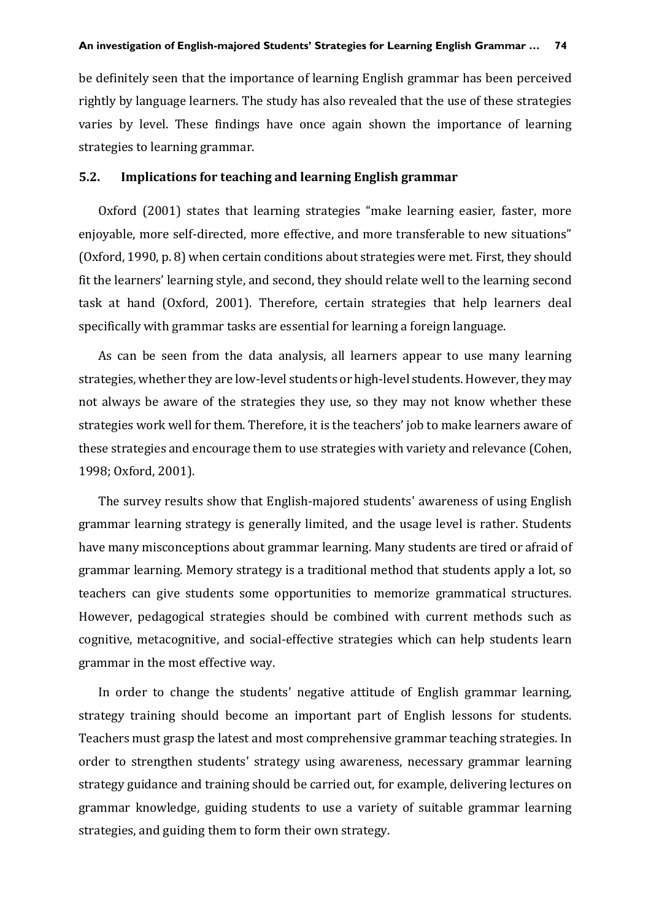be definitely seen that the importance of learning English grammar has been perceived rightly by language learners. The study has also revealed that the use of these strategies varies by level. These findings have once again shown the importance of learning strategies to learning grammar.

## 5.2. Implications for teaching and learning English grammar

Oxford (2001) states that learning strategies "make learning easier, faster, more enjoyable, more self-directed, more effective, and more transferable to new situations" (Oxford, 1990, p. 8) when certain conditions about strategies were met. First, they should fit the learners' learning style, and second, they should relate well to the learning second task at hand (Oxford, 2001). Therefore, certain strategies that help learners deal specifically with grammar tasks are essential for learning a foreign language.

As can be seen from the data analysis, all learners appear to use many learning strategies, whether they are low-level students or high-level students. However, they may not always be aware of the strategies they use, so they may not know whether these strategies work well for them. Therefore, it is the teachers' job to make learners aware of these strategies and encourage them to use strategies with variety and relevance (Cohen, 1998; Oxford, 2001).

The survey results show that English-majored students' awareness of using English grammar learning strategy is generally limited, and the usage level is rather. Students have many misconceptions about grammar learning. Many students are tired or afraid of grammar learning. Memory strategy is a traditional method that students apply a lot, so teachers can give students some opportunities to memorize grammatical structures. However, pedagogical strategies should be combined with current methods such as cognitive, metacognitive, and social-effective strategies which can help students learn grammar in the most effective way.

In order to change the students' negative attitude of English grammar learning, strategy training should become an important part of English lessons for students. Teachers must grasp the latest and most comprehensive grammar teaching strategies. In order to strengthen students' strategy using awareness, necessary grammar learning strategy guidance and training should be carried out, for example, delivering lectures on grammar knowledge, guiding students to use a variety of suitable grammar learning strategies, and guiding them to form their own strategy.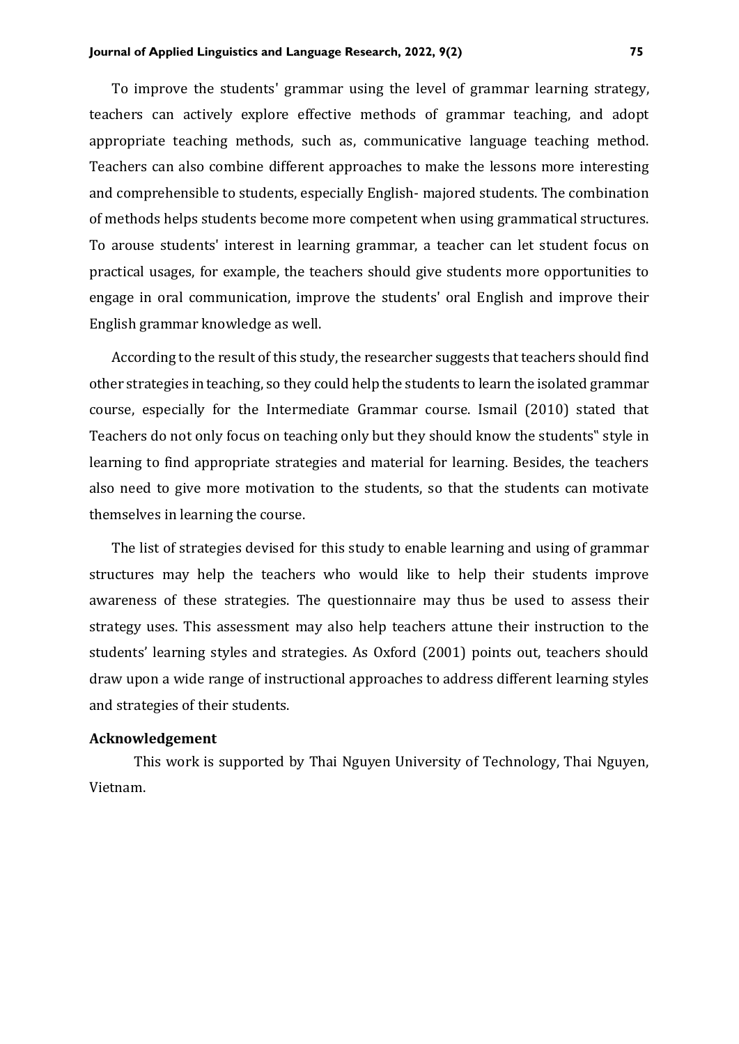To improve the students' grammar using the level of grammar learning strategy, teachers can actively explore effective methods of grammar teaching, and adopt appropriate teaching methods, such as, communicative language teaching method. Teachers can also combine different approaches to make the lessons more interesting and comprehensible to students, especially English- majored students. The combination of methods helps students become more competent when using grammatical structures. To arouse students' interest in learning grammar, a teacher can let student focus on practical usages, for example, the teachers should give students more opportunities to engage in oral communication, improve the students' oral English and improve their English grammar knowledge as well.

According to the result of this study, the researcher suggests that teachers should find other strategies in teaching, so they could help the students to learn the isolated grammar course, especially for the Intermediate Grammar course. Ismail (2010) stated that Teachers do not only focus on teaching only but they should know the students‟ style in learning to find appropriate strategies and material for learning. Besides, the teachers also need to give more motivation to the students, so that the students can motivate themselves in learning the course.

The list of strategies devised for this study to enable learning and using of grammar structures may help the teachers who would like to help their students improve awareness of these strategies. The questionnaire may thus be used to assess their strategy uses. This assessment may also help teachers attune their instruction to the students' learning styles and strategies. As Oxford (2001) points out, teachers should draw upon a wide range of instructional approaches to address different learning styles and strategies of their students.

## Acknowledgement

This work is supported by Thai Nguyen University of Technology, Thai Nguyen, Vietnam.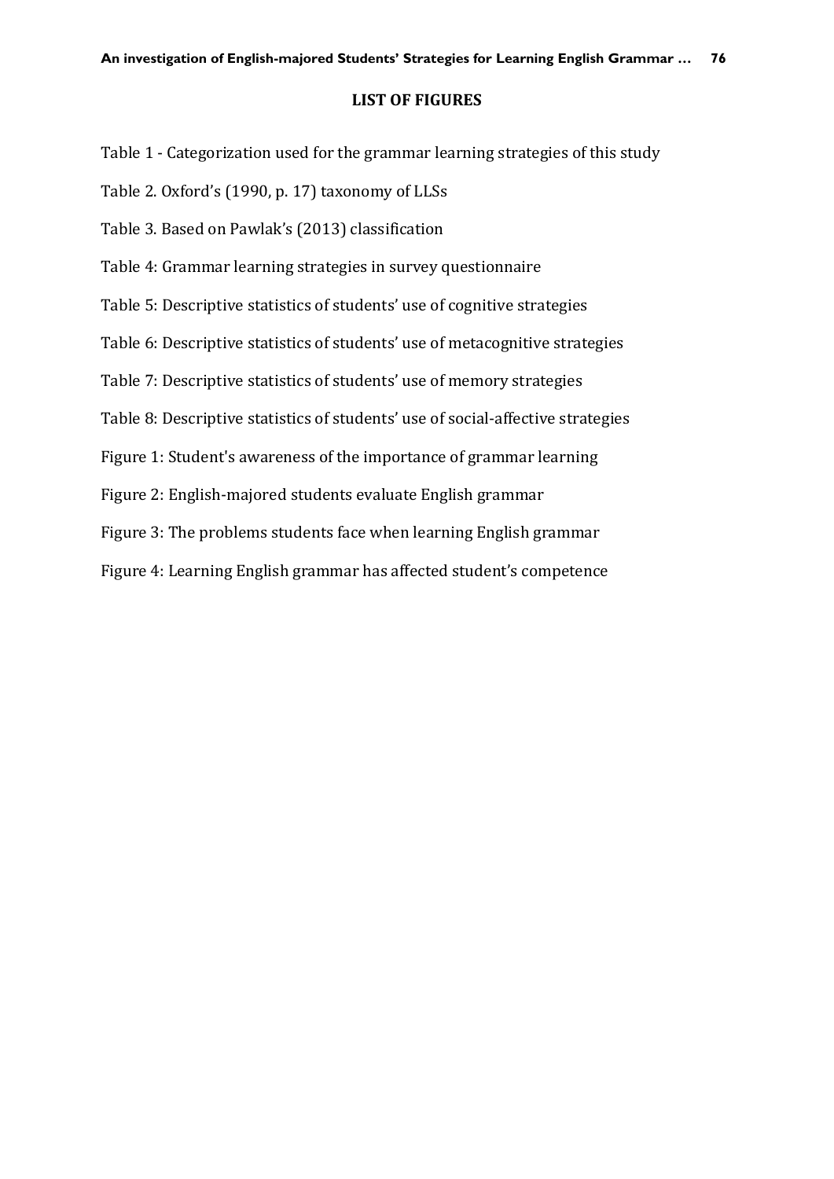## LIST OF FIGURES

Table 1 - Categorization used for the grammar learning strategies of this study

Table 2. Oxford's (1990, p. 17) taxonomy of LLSs

Table 3. Based on Pawlak's (2013) classification

Table 4: Grammar learning strategies in survey questionnaire

Table 5: Descriptive statistics of students' use of cognitive strategies

Table 6: Descriptive statistics of students' use of metacognitive strategies

Table 7: Descriptive statistics of students' use of memory strategies

Table 8: Descriptive statistics of students' use of social-affective strategies

Figure 1: Student's awareness of the importance of grammar learning

Figure 2: English-majored students evaluate English grammar

Figure 3: The problems students face when learning English grammar

Figure 4: Learning English grammar has affected student's competence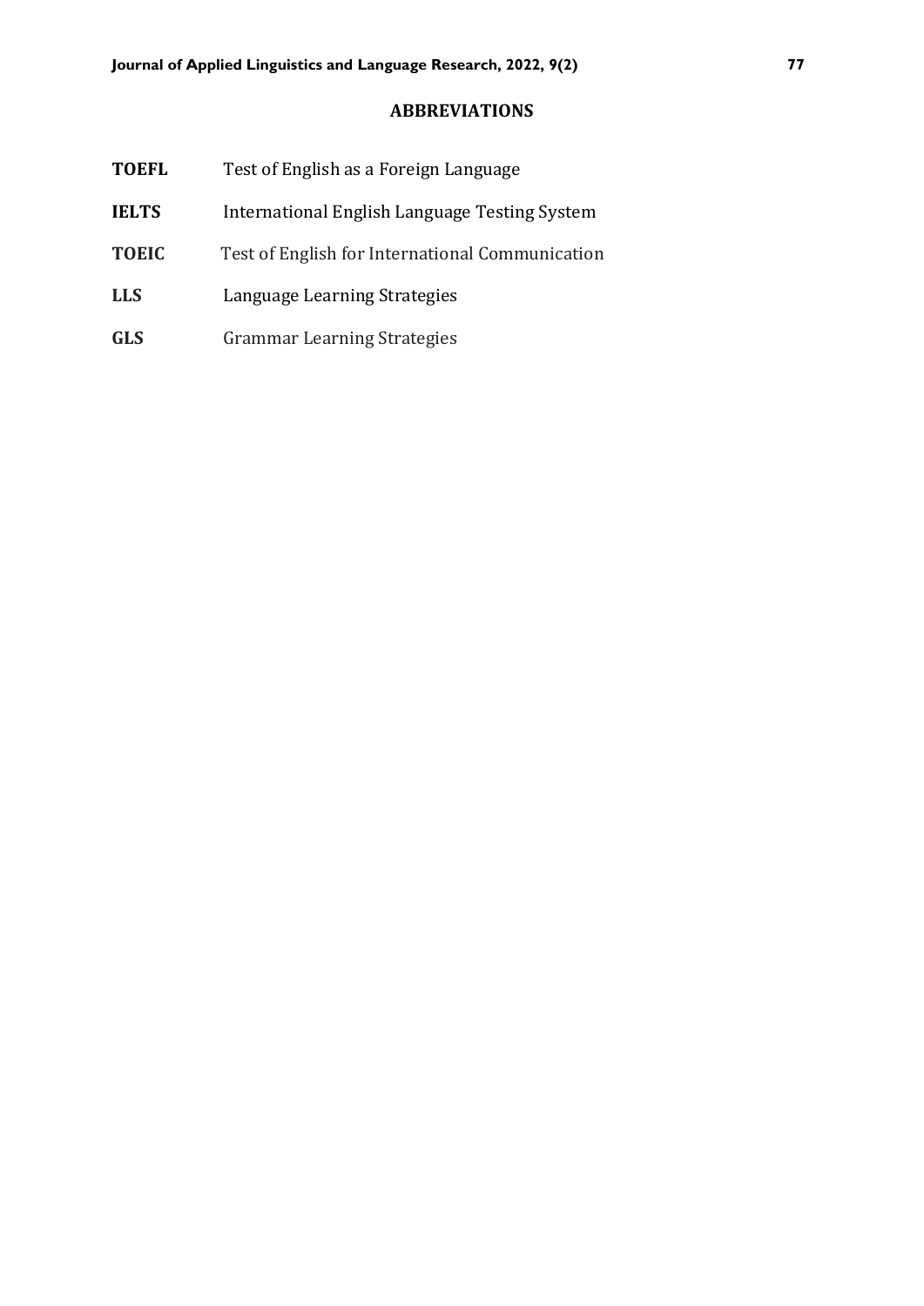## ABBREVIATIONS

**TOEFL** Test of English as a Foreign Language

**IELTS** International English Language Testing System

**TOEIC** Test of English for International Communication

**LLS** Language Learning Strategies

**GLS** Grammar Learning Strategies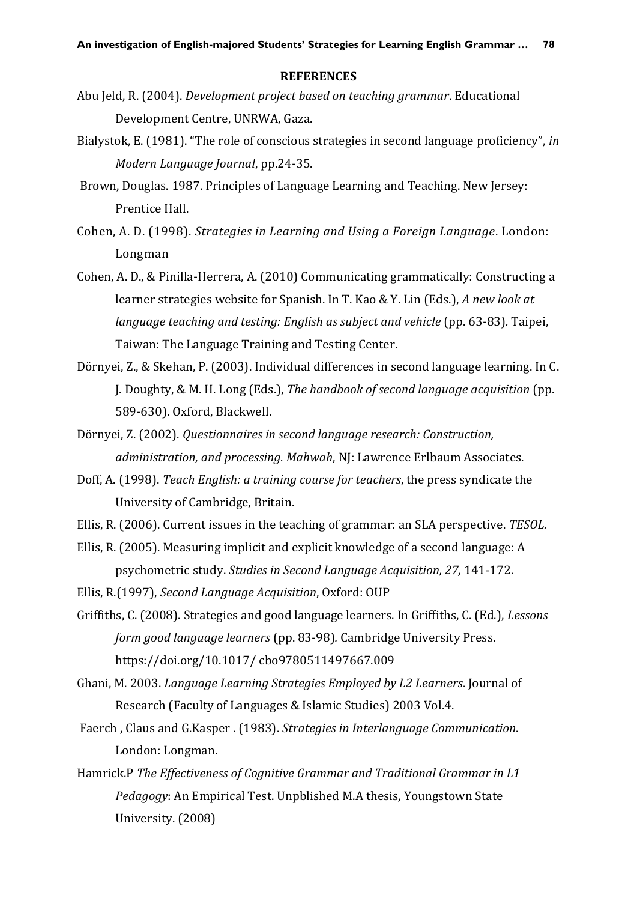## REFERENCES

Abu Jeld, R. (2004). *Development project based on teaching grammar*. Educational Development Centre, UNRWA, Gaza.

Bialystok, E. (1981). "The role of conscious strategies in second language proficiency", *in Modern Language Journal*, pp.24-35.

Brown, Douglas. 1987. Principles of Language Learning and Teaching. New Jersey: Prentice Hall.

Cohen, A. D. (1998). *Strategies in Learning and Using a Foreign Language*. London: Longman

Cohen, A. D., & Pinilla-Herrera, A. (2010) Communicating grammatically: Constructing a learner strategies website for Spanish. In T. Kao & Y. Lin (Eds.), *A new look at language teaching and testing: English as subject and vehicle* (pp. 63-83). Taipei, Taiwan: The Language Training and Testing Center.

Dörnyei, Z., & Skehan, P. (2003). Individual differences in second language learning. In C. J. Doughty, & M. H. Long (Eds.), *The handbook of second language acquisition* (pp. 589-630). Oxford, Blackwell.

Dörnyei, Z. (2002). *Questionnaires in second language research: Construction, administration, and processing. Mahwah*, NJ: Lawrence Erlbaum Associates.

Doff, A. (1998). *Teach English: a training course for teachers*, the press syndicate the University of Cambridge, Britain.

Ellis, R. (2006). Current issues in the teaching of grammar: an SLA perspective. *TESOL.*

Ellis, R. (2005). Measuring implicit and explicit knowledge of a second language: A psychometric study. *Studies in Second Language Acquisition, 27,* 141-172.

Ellis, R.(1997), *Second Language Acquisition*, Oxford: OUP

Griffiths, C. (2008). Strategies and good language learners. In Griffiths, C. (Ed.), *Lessons form good language learners* (pp. 83-98). Cambridge University Press. https://doi.org/10.1017/ cbo9780511497667.009

Ghani, M. 2003. *Language Learning Strategies Employed by L2 Learners*. Journal of Research (Faculty of Languages & Islamic Studies) 2003 Vol.4.

Faerch , Claus and G.Kasper . (1983). *Strategies in Interlanguage Communication*. London: Longman.

Hamrick.P *The Effectiveness of Cognitive Grammar and Traditional Grammar in L1 Pedagogy*: An Empirical Test. Unpblished M.A thesis, Youngstown State University. (2008)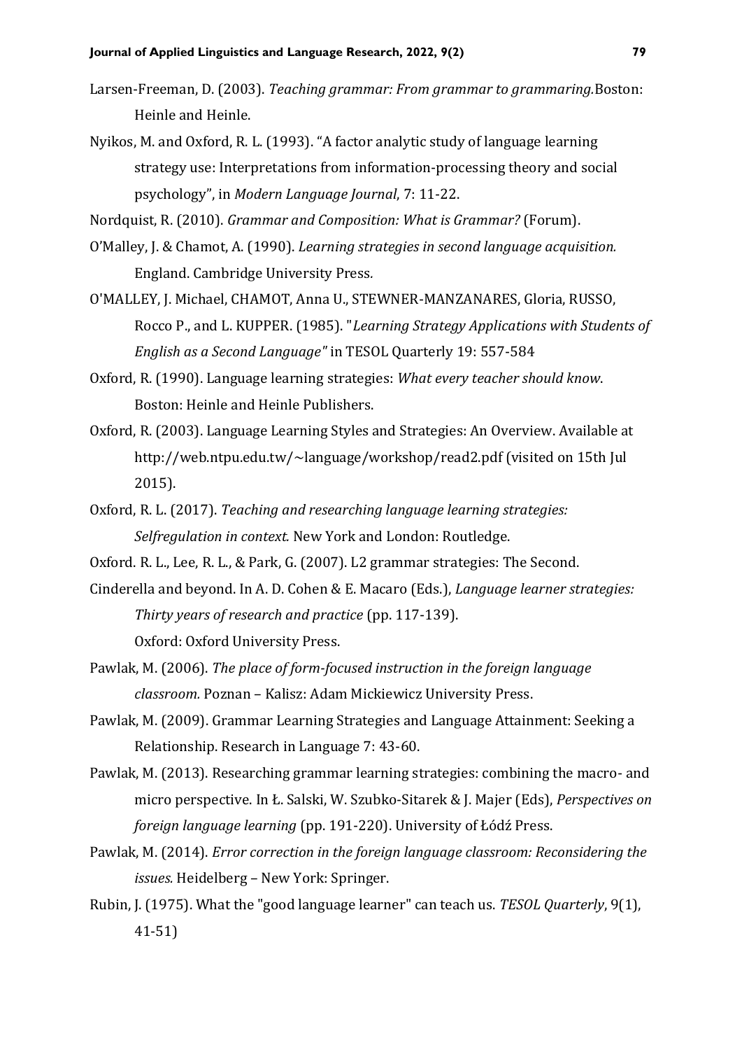Larsen-Freeman, D. (2003). *Teaching grammar: From grammar to grammaring.*Boston: Heinle and Heinle.

Nyikos, M. and Oxford, R. L. (1993). "A factor analytic study of language learning strategy use: Interpretations from information-processing theory and social psychology", in *Modern Language Journal*, 7: 11-22.

Nordquist, R. (2010). *Grammar and Composition: What is Grammar?* (Forum).

O'Malley, J. & Chamot, A. (1990). *Learning strategies in second language acquisition.* England. Cambridge University Press.

O'MALLEY, J. Michael, CHAMOT, Anna U., STEWNER-MANZANARES, Gloria, RUSSO, Rocco P., and L. KUPPER. (1985). "*Learning Strategy Applications with Students of English as a Second Language"* in TESOL Quarterly 19: 557-584

Oxford, R. (1990). Language learning strategies: *What every teacher should know*. Boston: Heinle and Heinle Publishers.

Oxford, R. (2003). Language Learning Styles and Strategies: An Overview. Available at http://web.ntpu.edu.tw/~language/workshop/read2.pdf (visited on 15th Jul 2015).

Oxford, R. L. (2017). *Teaching and researching language learning strategies: Selfregulation in context.* New York and London: Routledge.

Oxford. R. L., Lee, R. L., & Park, G. (2007). L2 grammar strategies: The Second.

Cinderella and beyond. In A. D. Cohen & E. Macaro (Eds.), *Language learner strategies: Thirty years of research and practice* (pp. 117-139). Oxford: Oxford University Press.

Pawlak, M. (2006). *The place of form-focused instruction in the foreign language classroom.* Poznan – Kalisz: Adam Mickiewicz University Press.

Pawlak, M. (2009). Grammar Learning Strategies and Language Attainment: Seeking a Relationship. Research in Language 7: 43-60.

Pawlak, M. (2013). Researching grammar learning strategies: combining the macro- and micro perspective. In Ł. Salski, W. Szubko-Sitarek & J. Majer (Eds), *Perspectives on foreign language learning* (pp. 191-220). University of Łódź Press.

Pawlak, M. (2014). *Error correction in the foreign language classroom: Reconsidering the issues.* Heidelberg – New York: Springer.

Rubin, J. (1975). What the "good language learner" can teach us. *TESOL Quarterly*, 9(1), 41-51)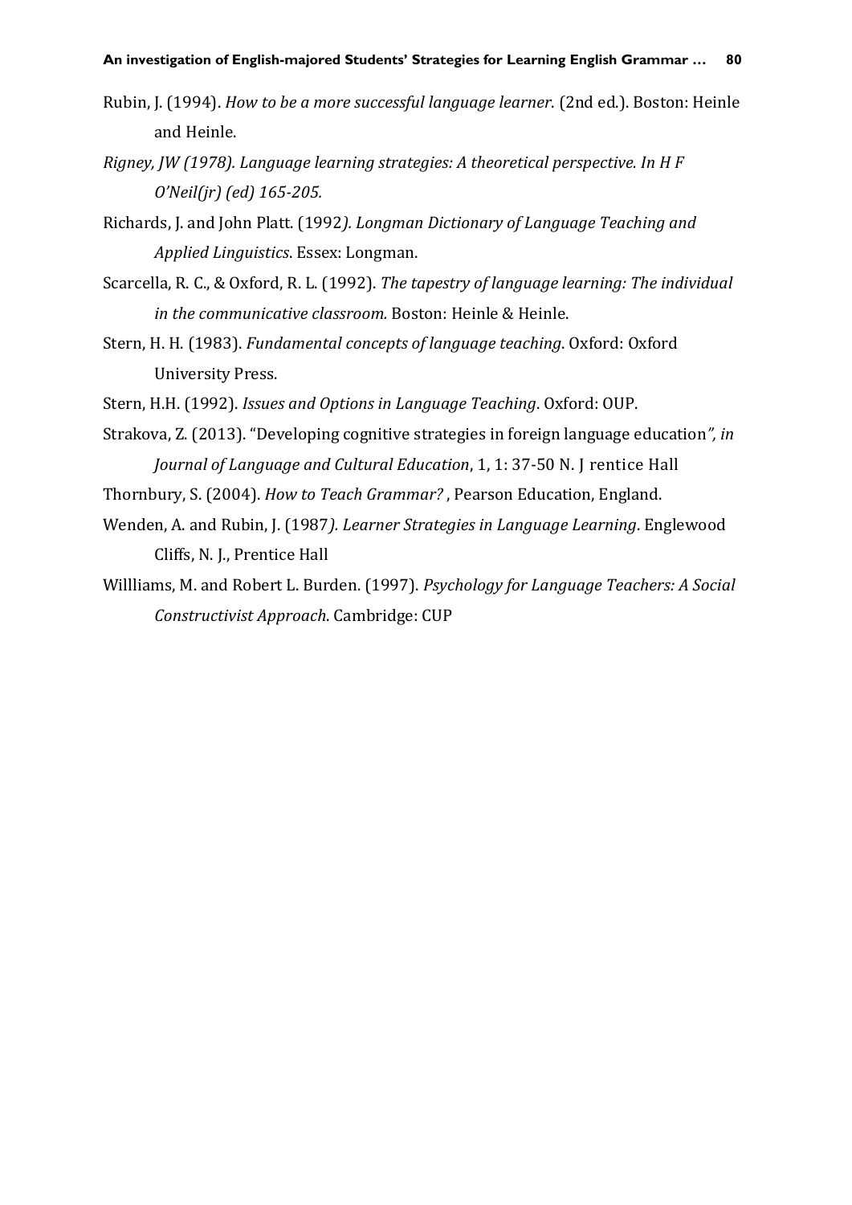Rubin, J. (1994). *How to be a more successful language learner.* (2nd ed.). Boston: Heinle and Heinle.

*Rigney, JW (1978). Language learning strategies: A theoretical perspective. In H F O'Neil(jr) (ed) 165-205.*

Richards, J. and John Platt. (1992*). Longman Dictionary of Language Teaching and Applied Linguistics*. Essex: Longman.

Scarcella, R. C., & Oxford, R. L. (1992). *The tapestry of language learning: The individual in the communicative classroom.* Boston: Heinle & Heinle.

Stern, H. H. (1983). *Fundamental concepts of language teaching*. Oxford: Oxford University Press.

Stern, H.H. (1992). *Issues and Options in Language Teaching*. Oxford: OUP.

Strakova, Z. (2013). "Developing cognitive strategies in foreign language education*", in Journal of Language and Cultural Education*, 1, 1: 37-50 N. J rentice Hall

Thornbury, S. (2004). *How to Teach Grammar?* , Pearson Education, England.

Wenden, A. and Rubin, J. (1987*). Learner Strategies in Language Learning*. Englewood Cliffs, N. J., Prentice Hall

Willliams, M. and Robert L. Burden. (1997). *Psychology for Language Teachers: A Social Constructivist Approach*. Cambridge: CUP